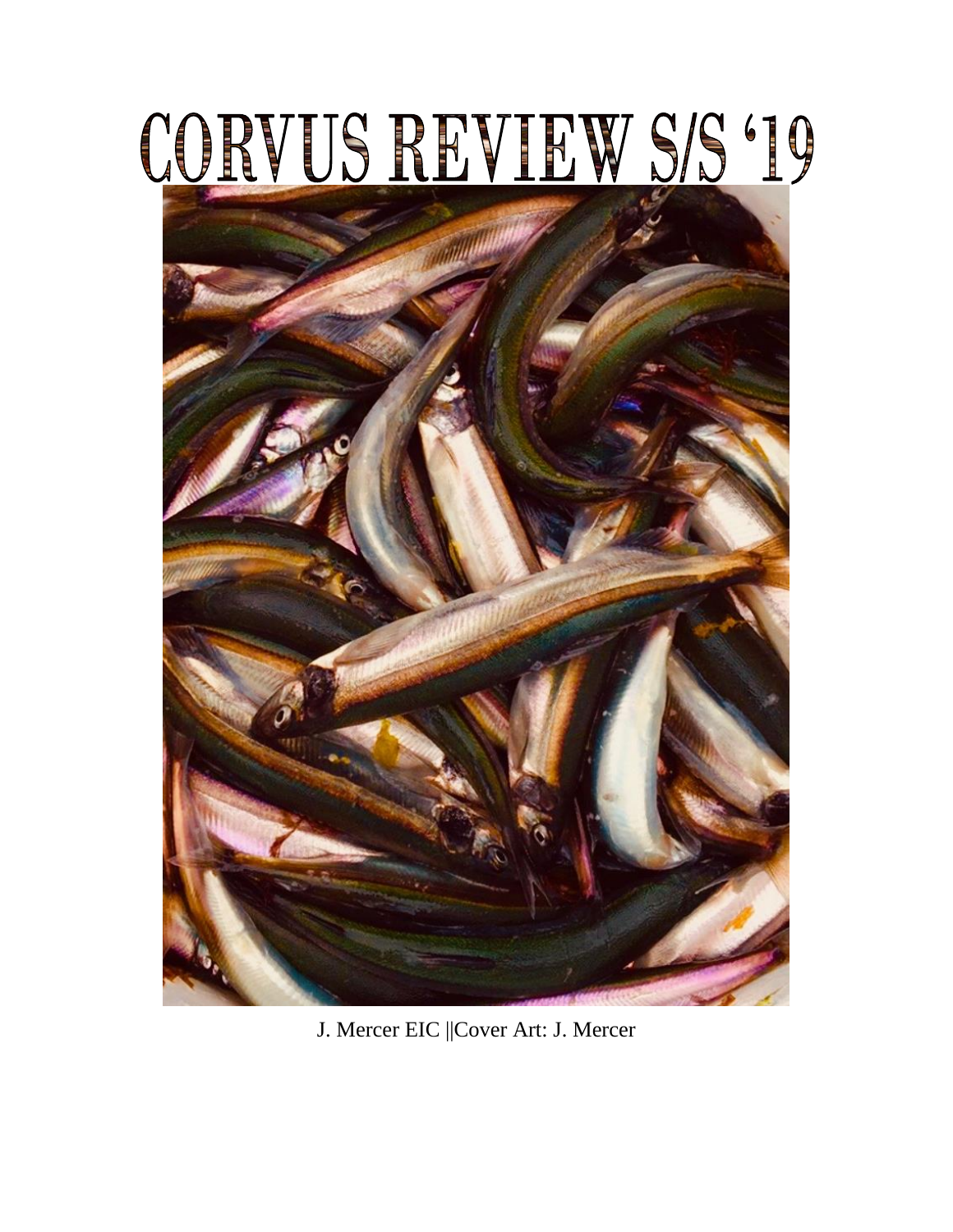# CORVUS REVIEW S/S '19

J. Mercer EIC ||Cover Art: J. Mercer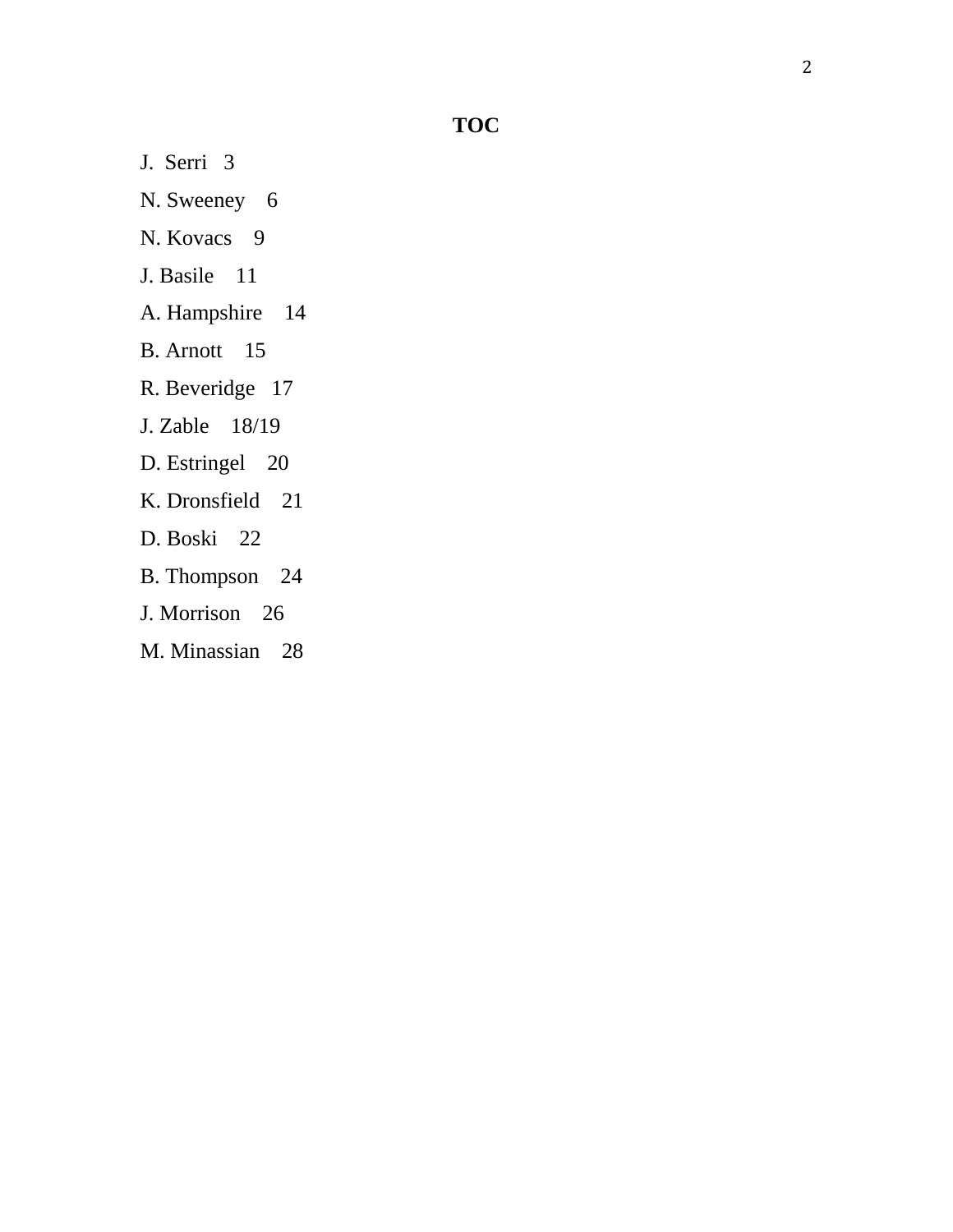# TOC

J. Serri 3

N. Sweeney 6

N. Kovacs 9

J. Basile 11

A. Hampshire 14

B. Arnott 15

R. Beveridge 17

J. Zable 18/19

D. Estringel 20

K. Dronsfield 21

D. Boski 22

B. Thompson 24

J. Morrison 26

M. Minassian 28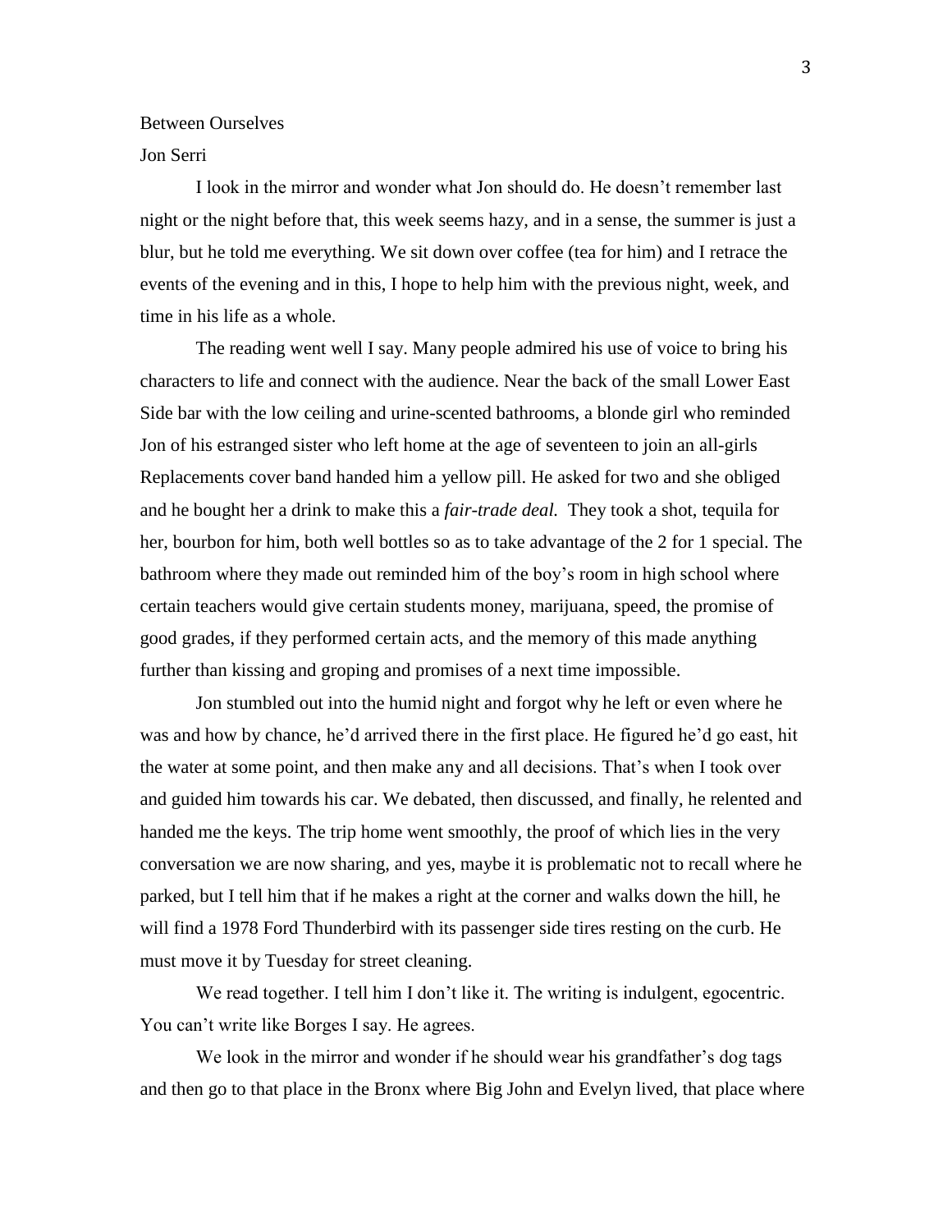Between Ourselves

Jon Serri

I look in the mirror and wonder what Jon should do. He doesn't remember last night or the night before that, this week seems hazy, and in a sense, the summer is just a blur, but he told me everything. We sit down over coffee (tea for him) and I retrace the events of the evening and in this, I hope to help him with the previous night, week, and time in his life as a whole.

The reading went well I say. Many people admired his use of voice to bring his characters to life and connect with the audience. Near the back of the small Lower East Side bar with the low ceiling and urine-scented bathrooms, a blonde girl who reminded Jon of his estranged sister who left home at the age of seventeen to join an all-girls Replacements cover band handed him a yellow pill. He asked for two and she obliged and he bought her a drink to make this a *fair-trade deal.* They took a shot, tequila for her, bourbon for him, both well bottles so as to take advantage of the 2 for 1 special. The bathroom where they made out reminded him of the boy's room in high school where certain teachers would give certain students money, marijuana, speed, the promise of good grades, if they performed certain acts, and the memory of this made anything further than kissing and groping and promises of a next time impossible.

Jon stumbled out into the humid night and forgot why he left or even where he was and how by chance, he'd arrived there in the first place. He figured he'd go east, hit the water at some point, and then make any and all decisions. That's when I took over and guided him towards his car. We debated, then discussed, and finally, he relented and handed me the keys. The trip home went smoothly, the proof of which lies in the very conversation we are now sharing, and yes, maybe it is problematic not to recall where he parked, but I tell him that if he makes a right at the corner and walks down the hill, he will find a 1978 Ford Thunderbird with its passenger side tires resting on the curb. He must move it by Tuesday for street cleaning.

We read together. I tell him I don't like it. The writing is indulgent, egocentric. You can't write like Borges I say. He agrees.

We look in the mirror and wonder if he should wear his grandfather's dog tags and then go to that place in the Bronx where Big John and Evelyn lived, that place where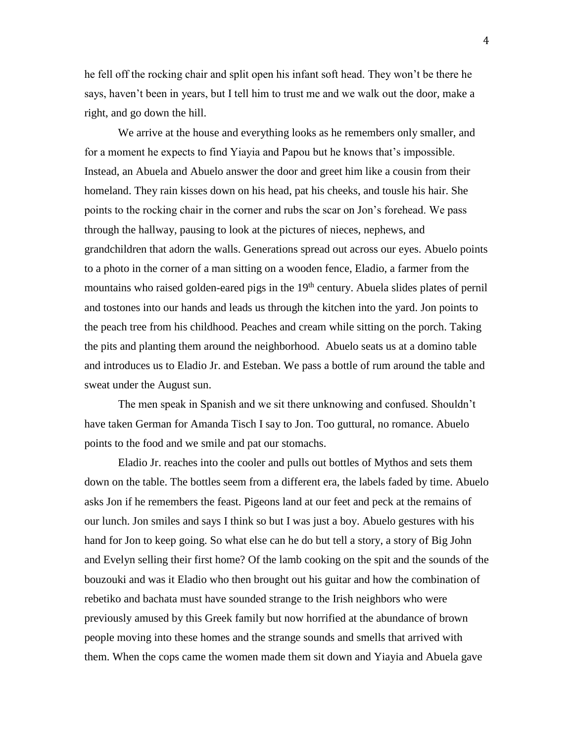he fell off the rocking chair and split open his infant soft head. They won't be there he says, haven't been in years, but I tell him to trust me and we walk out the door, make a right, and go down the hill.

We arrive at the house and everything looks as he remembers only smaller, and for a moment he expects to find Yiayia and Papou but he knows that's impossible. Instead, an Abuela and Abuelo answer the door and greet him like a cousin from their homeland. They rain kisses down on his head, pat his cheeks, and tousle his hair. She points to the rocking chair in the corner and rubs the scar on Jon's forehead. We pass through the hallway, pausing to look at the pictures of nieces, nephews, and grandchildren that adorn the walls. Generations spread out across our eyes. Abuelo points to a photo in the corner of a man sitting on a wooden fence, Eladio, a farmer from the mountains who raised golden-eared pigs in the 19th century. Abuela slides plates of pernil and tostones into our hands and leads us through the kitchen into the yard. Jon points to the peach tree from his childhood. Peaches and cream while sitting on the porch. Taking the pits and planting them around the neighborhood. Abuelo seats us at a domino table and introduces us to Eladio Jr. and Esteban. We pass a bottle of rum around the table and sweat under the August sun.

The men speak in Spanish and we sit there unknowing and confused. Shouldn't have taken German for Amanda Tisch I say to Jon. Too guttural, no romance. Abuelo points to the food and we smile and pat our stomachs.

Eladio Jr. reaches into the cooler and pulls out bottles of Mythos and sets them down on the table. The bottles seem from a different era, the labels faded by time. Abuelo asks Jon if he remembers the feast. Pigeons land at our feet and peck at the remains of our lunch. Jon smiles and says I think so but I was just a boy. Abuelo gestures with his hand for Jon to keep going. So what else can he do but tell a story, a story of Big John and Evelyn selling their first home? Of the lamb cooking on the spit and the sounds of the bouzouki and was it Eladio who then brought out his guitar and how the combination of rebetiko and bachata must have sounded strange to the Irish neighbors who were previously amused by this Greek family but now horrified at the abundance of brown people moving into these homes and the strange sounds and smells that arrived with them. When the cops came the women made them sit down and Yiayia and Abuela gave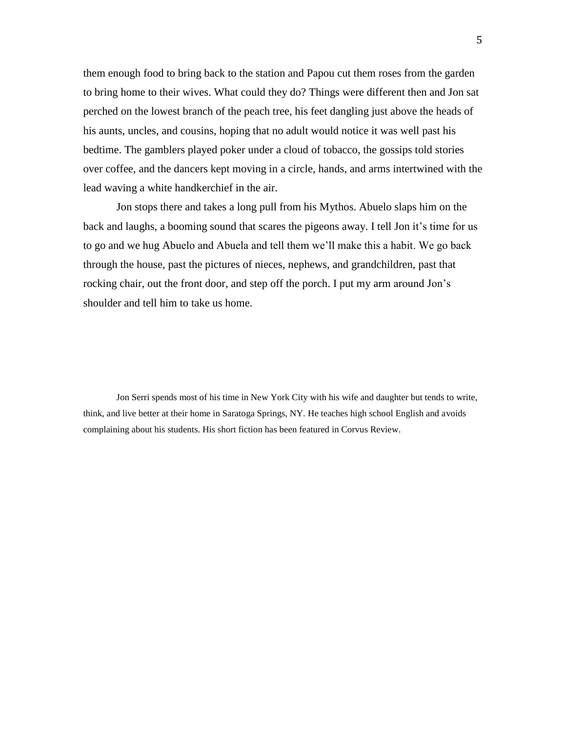them enough food to bring back to the station and Papou cut them roses from the garden to bring home to their wives. What could they do? Things were different then and Jon sat perched on the lowest branch of the peach tree, his feet dangling just above the heads of his aunts, uncles, and cousins, hoping that no adult would notice it was well past his bedtime. The gamblers played poker under a cloud of tobacco, the gossips told stories over coffee, and the dancers kept moving in a circle, hands, and arms intertwined with the lead waving a white handkerchief in the air.

Jon stops there and takes a long pull from his Mythos. Abuelo slaps him on the back and laughs, a booming sound that scares the pigeons away. I tell Jon it's time for us to go and we hug Abuelo and Abuela and tell them we'll make this a habit. We go back through the house, past the pictures of nieces, nephews, and grandchildren, past that rocking chair, out the front door, and step off the porch. I put my arm around Jon's shoulder and tell him to take us home.

Jon Serri spends most of his time in New York City with his wife and daughter but tends to write, think, and live better at their home in Saratoga Springs, NY. He teaches high school English and avoids complaining about his students. His short fiction has been featured in Corvus Review.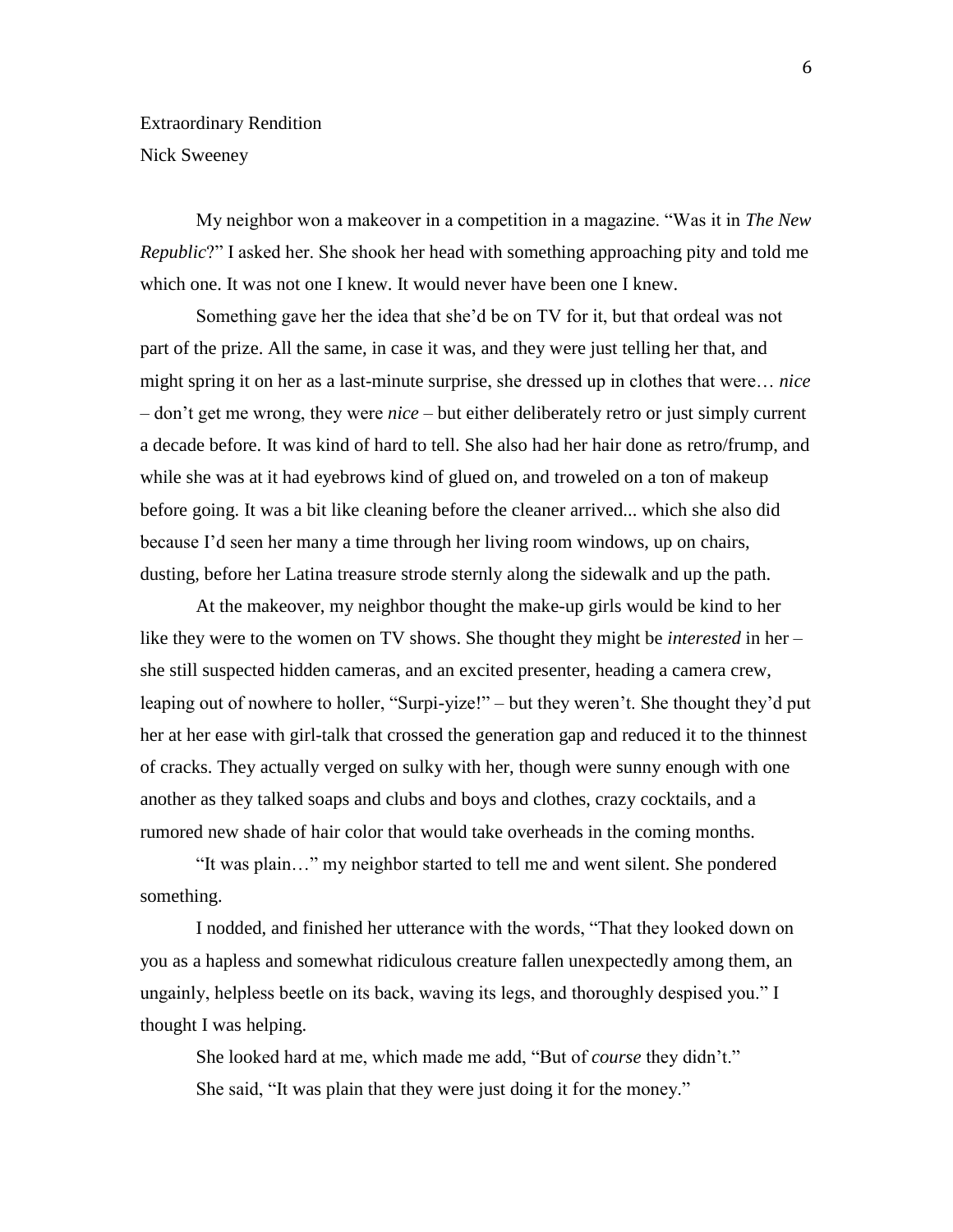Extraordinary Rendition

Nick Sweeney

My neighbor won a makeover in a competition in a magazine. "Was it in *The New Republic*?" I asked her. She shook her head with something approaching pity and told me which one. It was not one I knew. It would never have been one I knew.

Something gave her the idea that she'd be on TV for it, but that ordeal was not part of the prize. All the same, in case it was, and they were just telling her that, and might spring it on her as a last-minute surprise, she dressed up in clothes that were… *nice* – don't get me wrong, they were *nice* – but either deliberately retro or just simply current a decade before. It was kind of hard to tell. She also had her hair done as retro/frump, and while she was at it had eyebrows kind of glued on, and troweled on a ton of makeup before going. It was a bit like cleaning before the cleaner arrived... which she also did because I'd seen her many a time through her living room windows, up on chairs, dusting, before her Latina treasure strode sternly along the sidewalk and up the path.

At the makeover, my neighbor thought the make-up girls would be kind to her like they were to the women on TV shows. She thought they might be *interested* in her – she still suspected hidden cameras, and an excited presenter, heading a camera crew, leaping out of nowhere to holler, "Surpi-yize!" – but they weren't. She thought they'd put her at her ease with girl-talk that crossed the generation gap and reduced it to the thinnest of cracks. They actually verged on sulky with her, though were sunny enough with one another as they talked soaps and clubs and boys and clothes, crazy cocktails, and a rumored new shade of hair color that would take overheads in the coming months.

"It was plain…" my neighbor started to tell me and went silent. She pondered something.

I nodded, and finished her utterance with the words, "That they looked down on you as a hapless and somewhat ridiculous creature fallen unexpectedly among them, an ungainly, helpless beetle on its back, waving its legs, and thoroughly despised you." I thought I was helping.

She looked hard at me, which made me add, "But of *course* they didn't."

She said, "It was plain that they were just doing it for the money."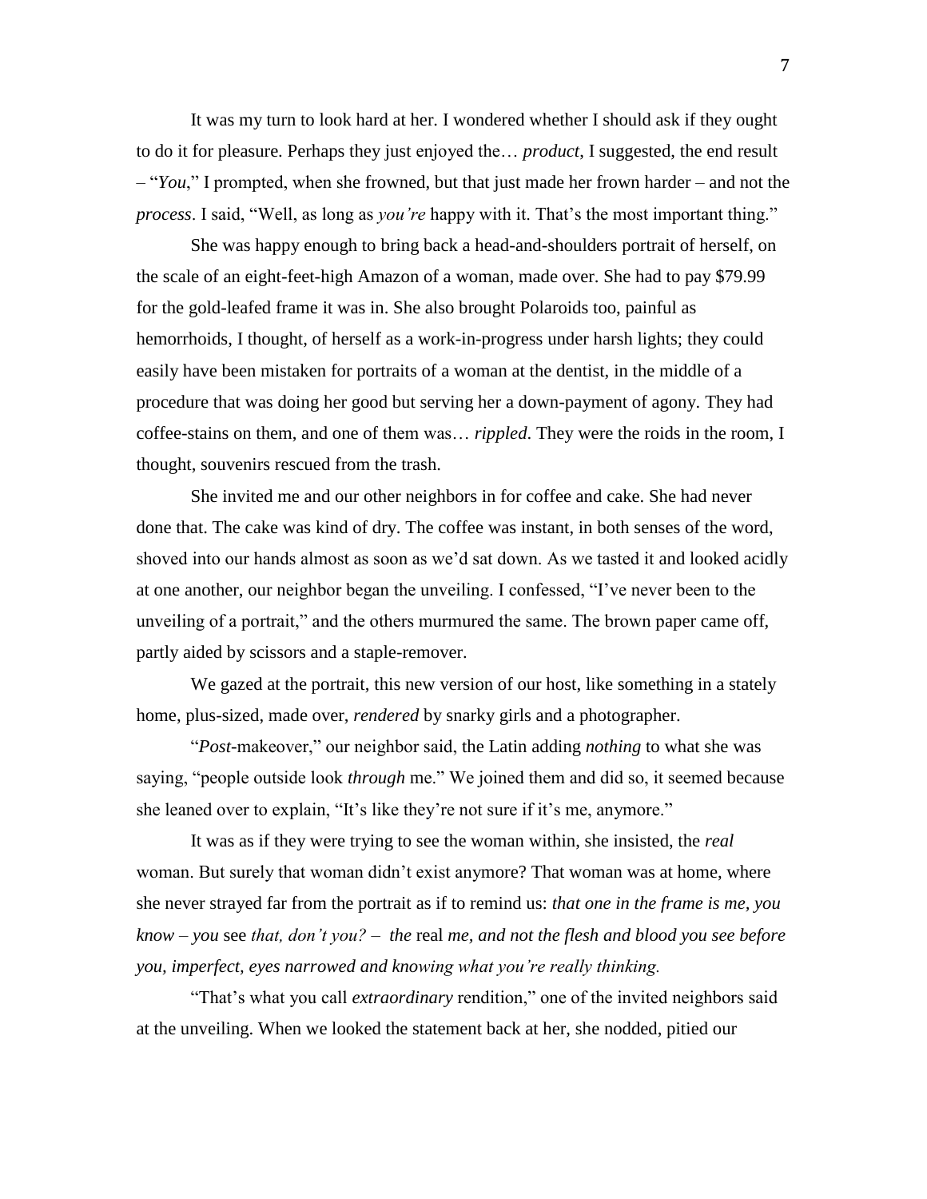It was my turn to look hard at her. I wondered whether I should ask if they ought to do it for pleasure. Perhaps they just enjoyed the… *product*, I suggested, the end result – "*You*," I prompted, when she frowned, but that just made her frown harder – and not the *process*. I said, "Well, as long as *you're* happy with it. That's the most important thing."

She was happy enough to bring back a head-and-shoulders portrait of herself, on the scale of an eight-feet-high Amazon of a woman, made over. She had to pay $79.99 for the gold-leafed frame it was in. She also brought Polaroids too, painful as hemorrhoids, I thought, of herself as a work-in-progress under harsh lights; they could easily have been mistaken for portraits of a woman at the dentist, in the middle of a procedure that was doing her good but serving her a down-payment of agony. They had coffee-stains on them, and one of them was… *rippled*. They were the roids in the room, I thought, souvenirs rescued from the trash.

She invited me and our other neighbors in for coffee and cake. She had never done that. The cake was kind of dry. The coffee was instant, in both senses of the word, shoved into our hands almost as soon as we'd sat down. As we tasted it and looked acidly at one another, our neighbor began the unveiling. I confessed, "I've never been to the unveiling of a portrait," and the others murmured the same. The brown paper came off, partly aided by scissors and a staple-remover.

We gazed at the portrait, this new version of our host, like something in a stately home, plus-sized, made over, *rendered* by snarky girls and a photographer.

"*Post*-makeover," our neighbor said, the Latin adding *nothing* to what she was saying, "people outside look *through* me." We joined them and did so, it seemed because she leaned over to explain, "It's like they're not sure if it's me, anymore."

It was as if they were trying to see the woman within, she insisted, the *real* woman. But surely that woman didn't exist anymore? That woman was at home, where she never strayed far from the portrait as if to remind us: *that one in the frame is me, you know – you* see *that, don't you? – the* real *me, and not the flesh and blood you see before you, imperfect, eyes narrowed and knowing what you're really thinking.*

"That's what you call *extraordinary* rendition," one of the invited neighbors said at the unveiling. When we looked the statement back at her, she nodded, pitied our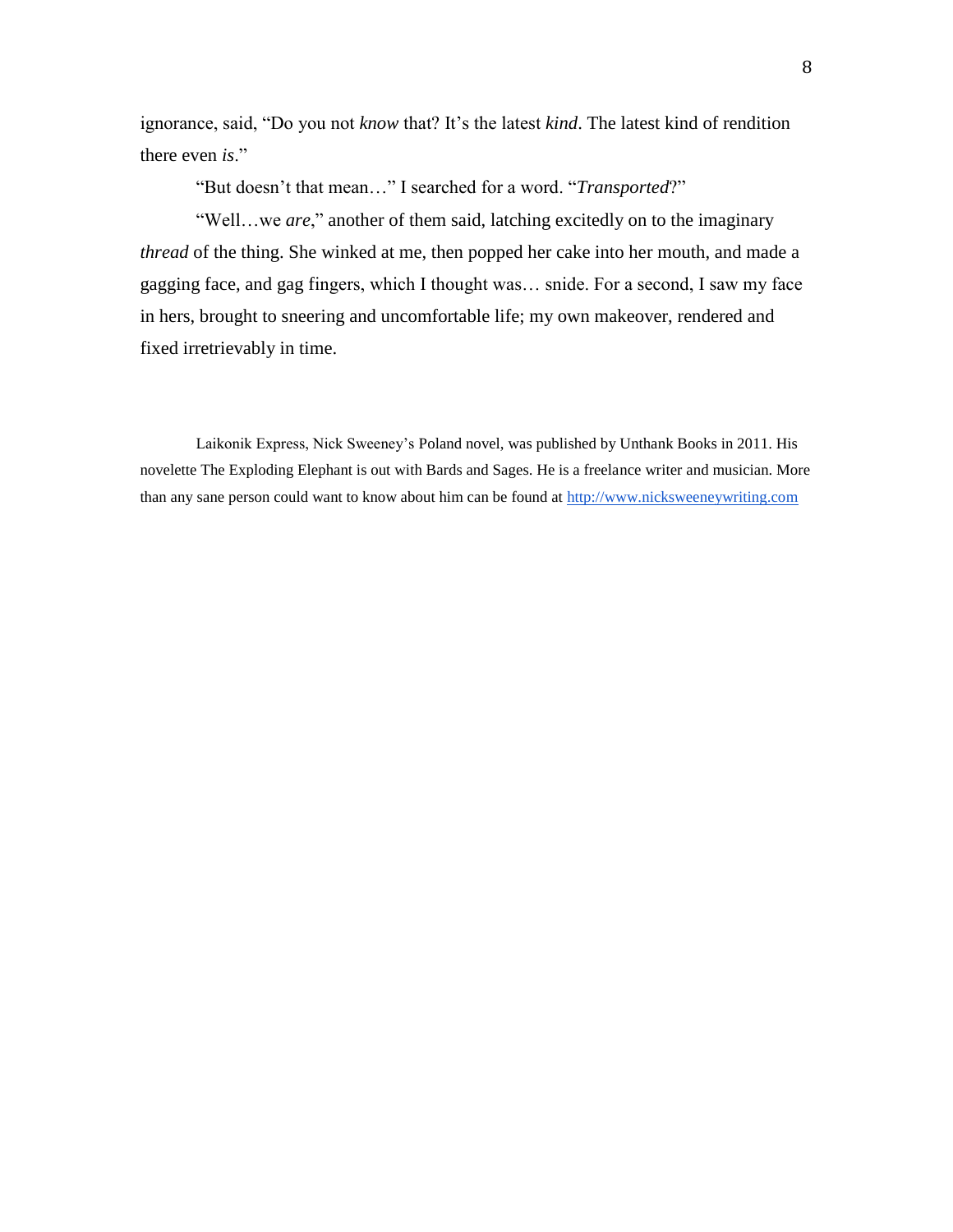ignorance, said, "Do you not *know* that? It's the latest *kind*. The latest kind of rendition there even *is*."

"But doesn't that mean…" I searched for a word. "*Transported*?"

"Well…we *are*," another of them said, latching excitedly on to the imaginary *thread* of the thing. She winked at me, then popped her cake into her mouth, and made a gagging face, and gag fingers, which I thought was… snide. For a second, I saw my face in hers, brought to sneering and uncomfortable life; my own makeover, rendered and fixed irretrievably in time.

Laikonik Express, Nick Sweeney's Poland novel, was published by Unthank Books in 2011. His novelette The Exploding Elephant is out with Bards and Sages. He is a freelance writer and musician. More than any sane person could want to know about him can be found at [http://www.nicksweeneywriting.com](http://www.nicksweeneywriting.com)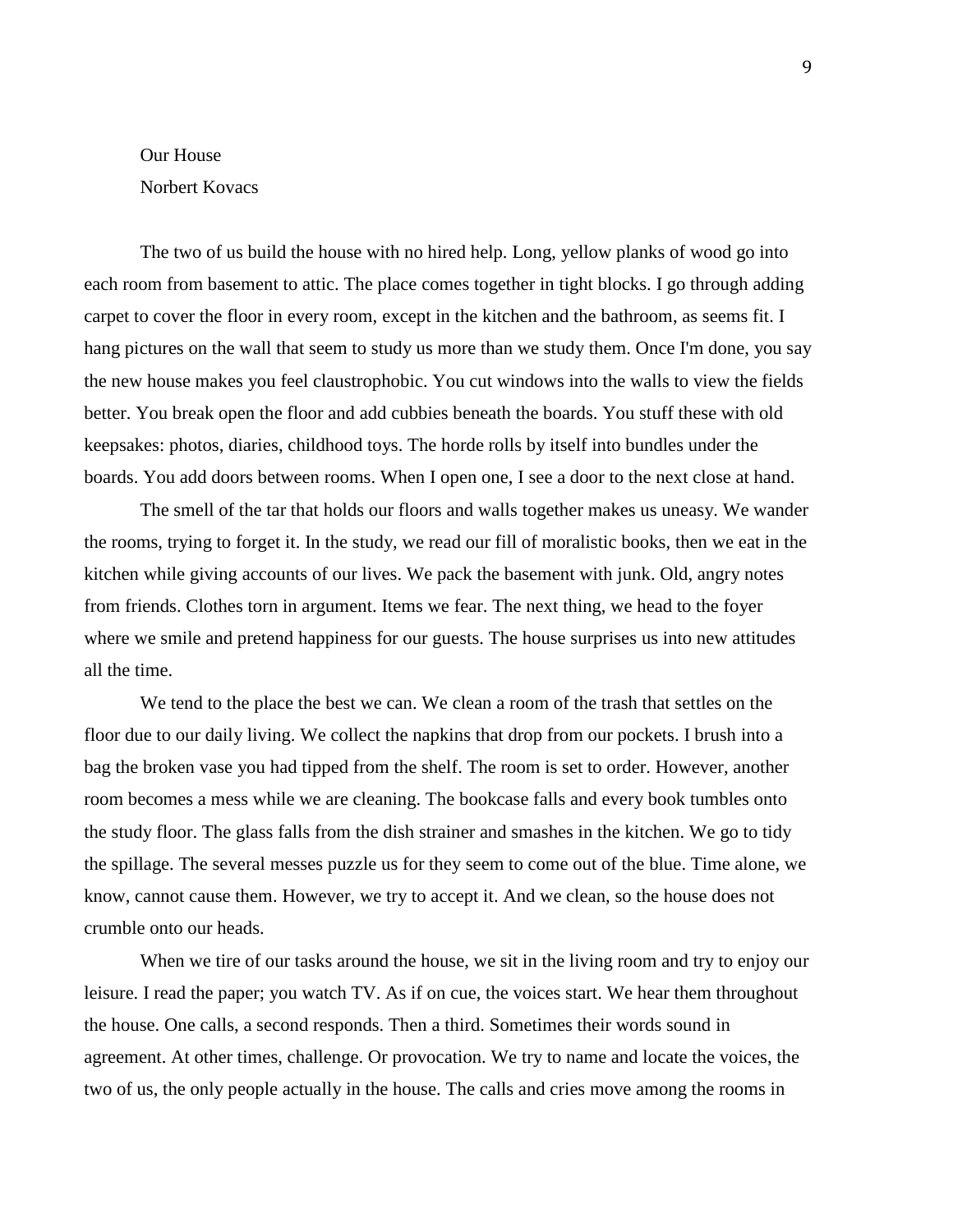Our House

Norbert Kovacs

The two of us build the house with no hired help. Long, yellow planks of wood go into each room from basement to attic. The place comes together in tight blocks. I go through adding carpet to cover the floor in every room, except in the kitchen and the bathroom, as seems fit. I hang pictures on the wall that seem to study us more than we study them. Once I'm done, you say the new house makes you feel claustrophobic. You cut windows into the walls to view the fields better. You break open the floor and add cubbies beneath the boards. You stuff these with old keepsakes: photos, diaries, childhood toys. The horde rolls by itself into bundles under the boards. You add doors between rooms. When I open one, I see a door to the next close at hand.

The smell of the tar that holds our floors and walls together makes us uneasy. We wander the rooms, trying to forget it. In the study, we read our fill of moralistic books, then we eat in the kitchen while giving accounts of our lives. We pack the basement with junk. Old, angry notes from friends. Clothes torn in argument. Items we fear. The next thing, we head to the foyer where we smile and pretend happiness for our guests. The house surprises us into new attitudes all the time.

We tend to the place the best we can. We clean a room of the trash that settles on the floor due to our daily living. We collect the napkins that drop from our pockets. I brush into a bag the broken vase you had tipped from the shelf. The room is set to order. However, another room becomes a mess while we are cleaning. The bookcase falls and every book tumbles onto the study floor. The glass falls from the dish strainer and smashes in the kitchen. We go to tidy the spillage. The several messes puzzle us for they seem to come out of the blue. Time alone, we know, cannot cause them. However, we try to accept it. And we clean, so the house does not crumble onto our heads.

When we tire of our tasks around the house, we sit in the living room and try to enjoy our leisure. I read the paper; you watch TV. As if on cue, the voices start. We hear them throughout the house. One calls, a second responds. Then a third. Sometimes their words sound in agreement. At other times, challenge. Or provocation. We try to name and locate the voices, the two of us, the only people actually in the house. The calls and cries move among the rooms in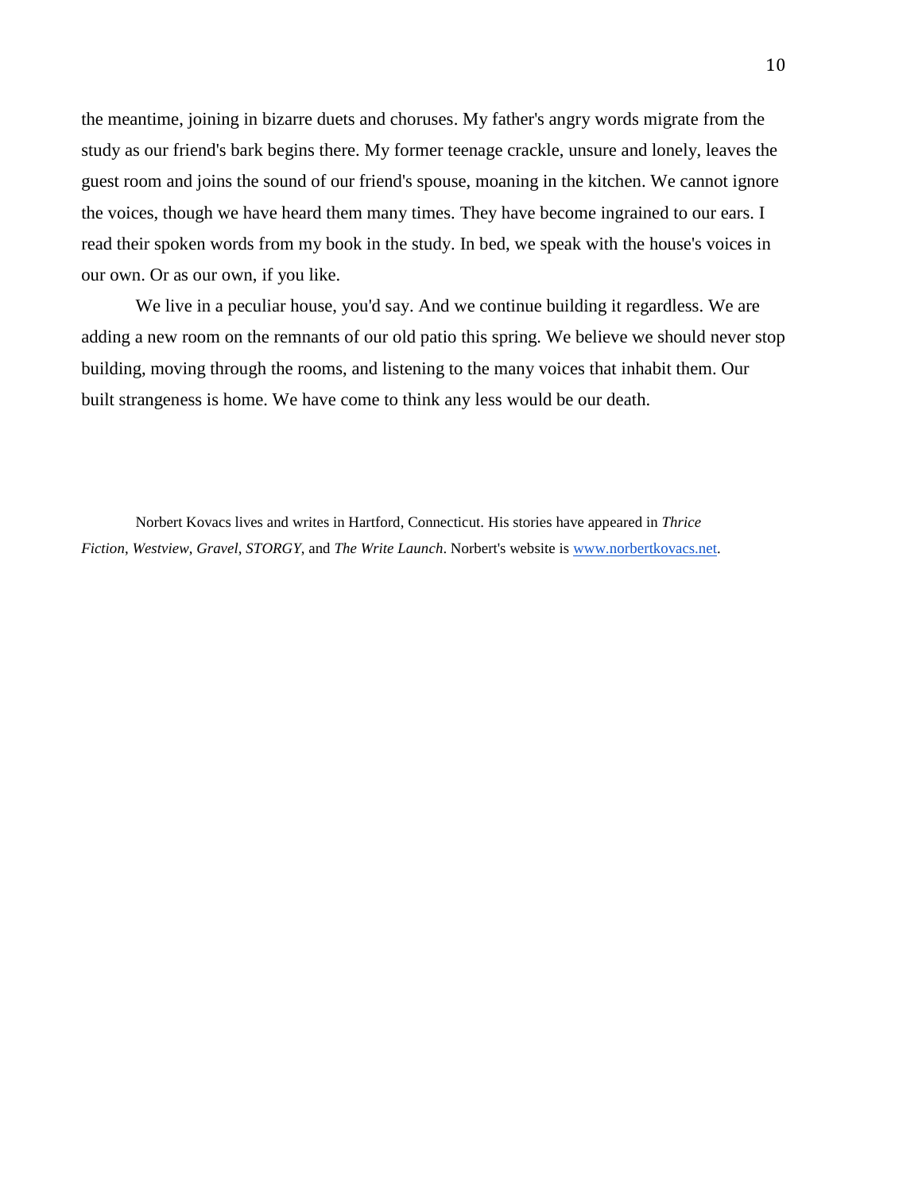the meantime, joining in bizarre duets and choruses. My father's angry words migrate from the study as our friend's bark begins there. My former teenage crackle, unsure and lonely, leaves the guest room and joins the sound of our friend's spouse, moaning in the kitchen. We cannot ignore the voices, though we have heard them many times. They have become ingrained to our ears. I read their spoken words from my book in the study. In bed, we speak with the house's voices in our own. Or as our own, if you like.

We live in a peculiar house, you'd say. And we continue building it regardless. We are adding a new room on the remnants of our old patio this spring. We believe we should never stop building, moving through the rooms, and listening to the many voices that inhabit them. Our built strangeness is home. We have come to think any less would be our death.

Norbert Kovacs lives and writes in Hartford, Connecticut. His stories have appeared in *Thrice Fiction*, *Westview*, *Gravel*, *STORGY*, and *The Write Launch*. Norbert's website is [www.norbertkovacs.net](http://www.norbertkovacs.net).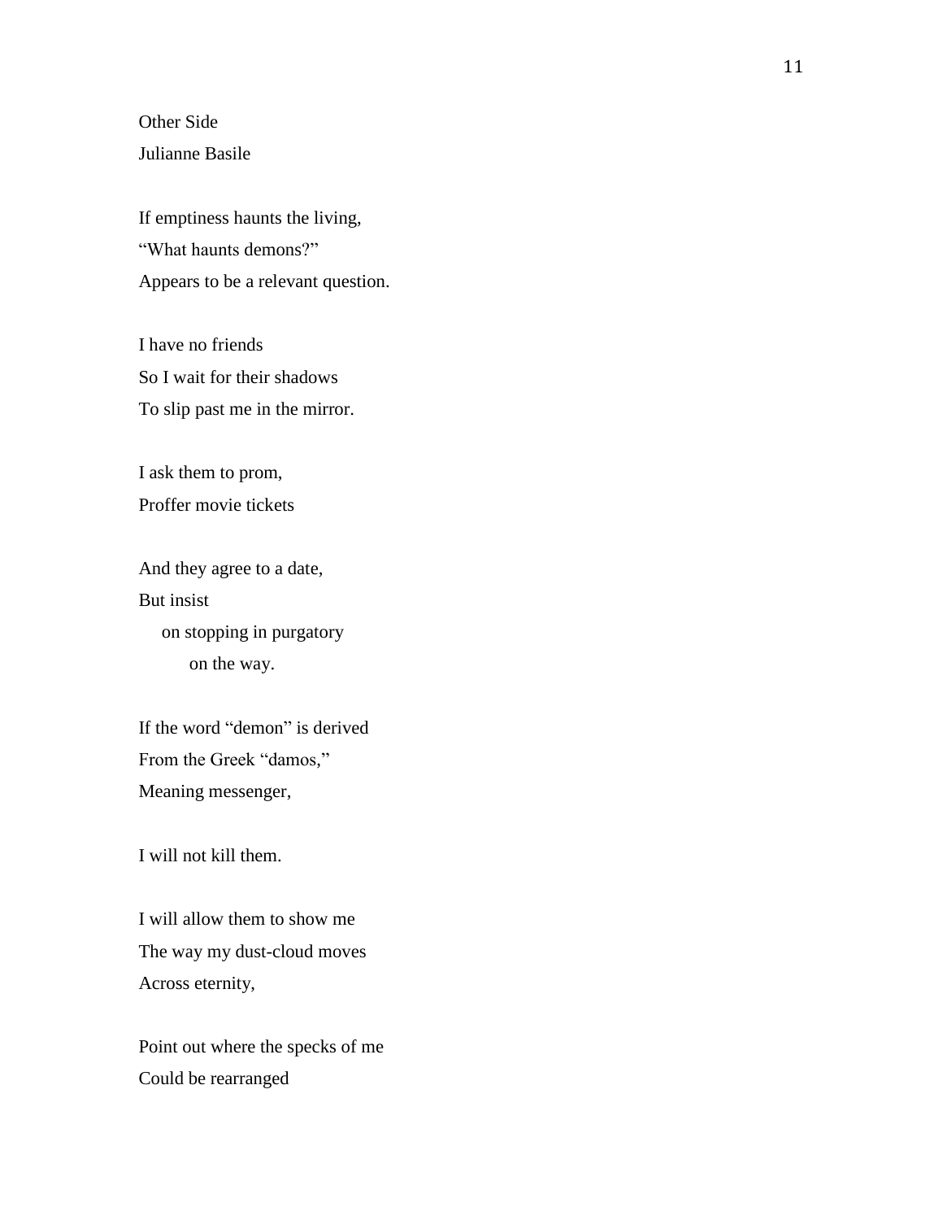Other Side

Julianne Basile

If emptiness haunts the living,  
"What haunts demons?"  
Appears to be a relevant question.

I have no friends  
So I wait for their shadows  
To slip past me in the mirror.

I ask them to prom,  
Proffer movie tickets

And they agree to a date,  
But insist  
&nbsp;&nbsp;&nbsp;&nbsp;on stopping in purgatory  
&nbsp;&nbsp;&nbsp;&nbsp;&nbsp;&nbsp;&nbsp;&nbsp;on the way.

If the word "demon" is derived  
From the Greek "damos,"  
Meaning messenger,

I will not kill them.

I will allow them to show me  
The way my dust-cloud moves  
Across eternity,

Point out where the specks of me  
Could be rearranged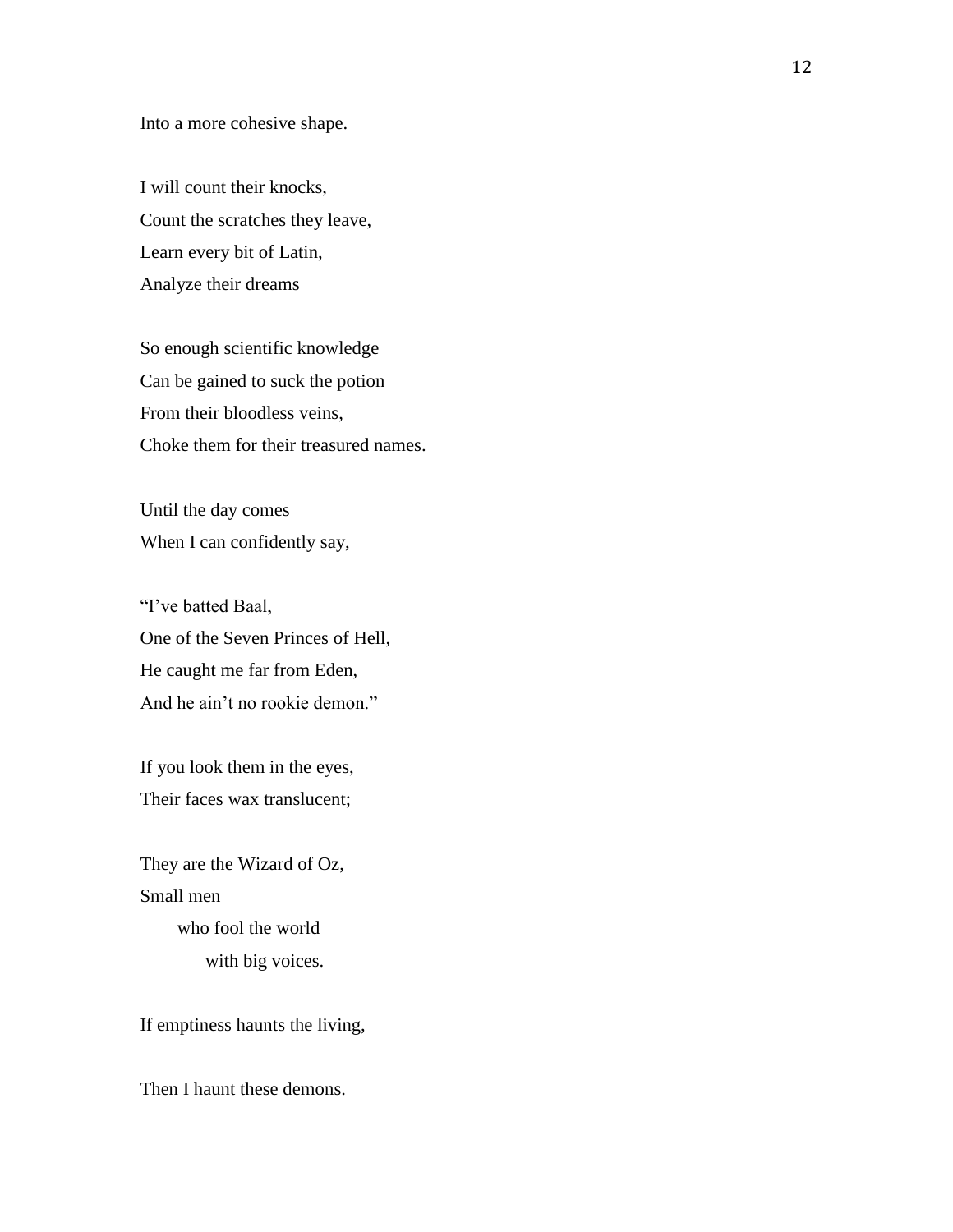Into a more cohesive shape.

I will count their knocks,
Count the scratches they leave,
Learn every bit of Latin,
Analyze their dreams

So enough scientific knowledge
Can be gained to suck the potion
From their bloodless veins,
Choke them for their treasured names.

Until the day comes
When I can confidently say,

"I've batted Baal,
One of the Seven Princes of Hell,
He caught me far from Eden,
And he ain't no rookie demon."

If you look them in the eyes,
Their faces wax translucent;

They are the Wizard of Oz,
Small men
&nbsp;&nbsp;&nbsp;&nbsp;&nbsp;&nbsp;&nbsp;&nbsp;who fool the world
&nbsp;&nbsp;&nbsp;&nbsp;&nbsp;&nbsp;&nbsp;&nbsp;&nbsp;&nbsp;&nbsp;&nbsp;&nbsp;&nbsp;with big voices.

If emptiness haunts the living,

Then I haunt these demons.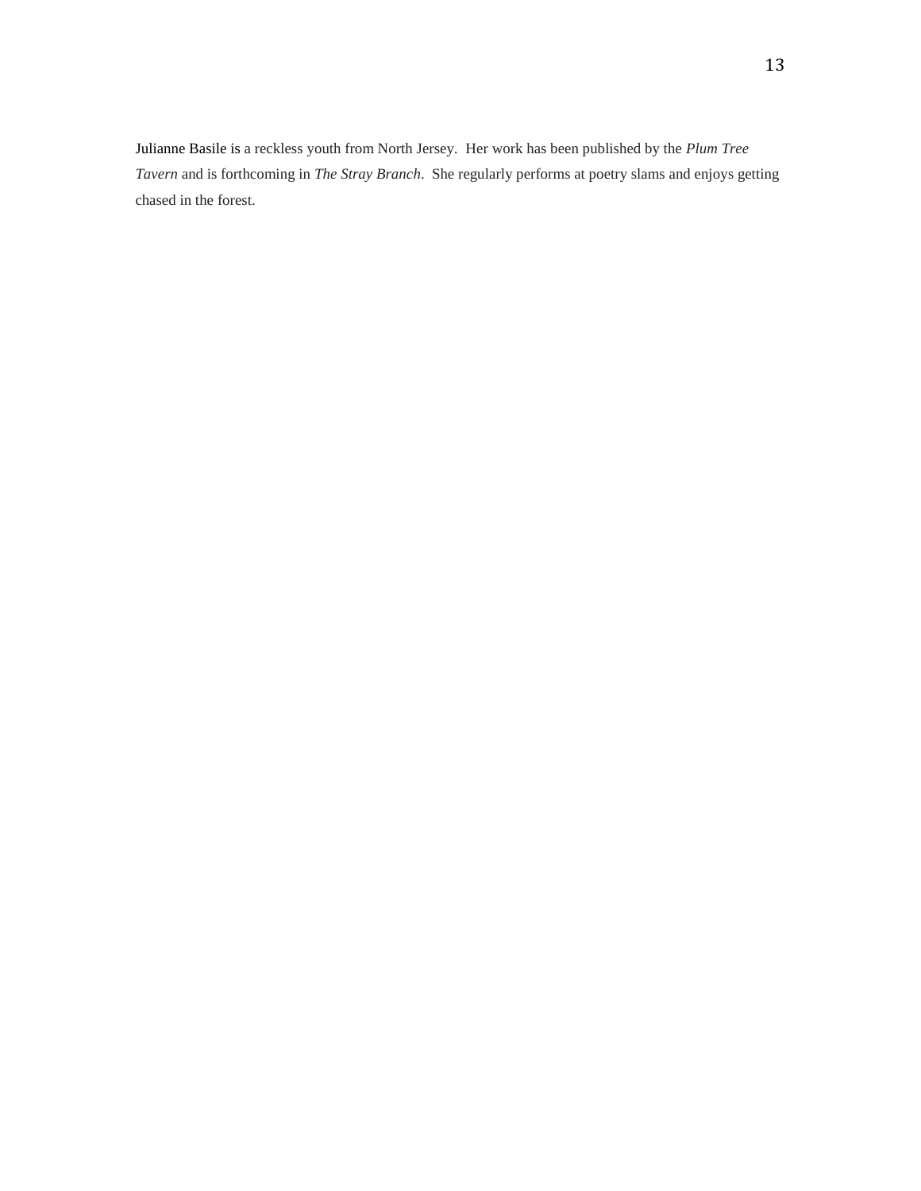Julianne Basile is a reckless youth from North Jersey. Her work has been published by the *Plum Tree Tavern* and is forthcoming in *The Stray Branch*. She regularly performs at poetry slams and enjoys getting chased in the forest.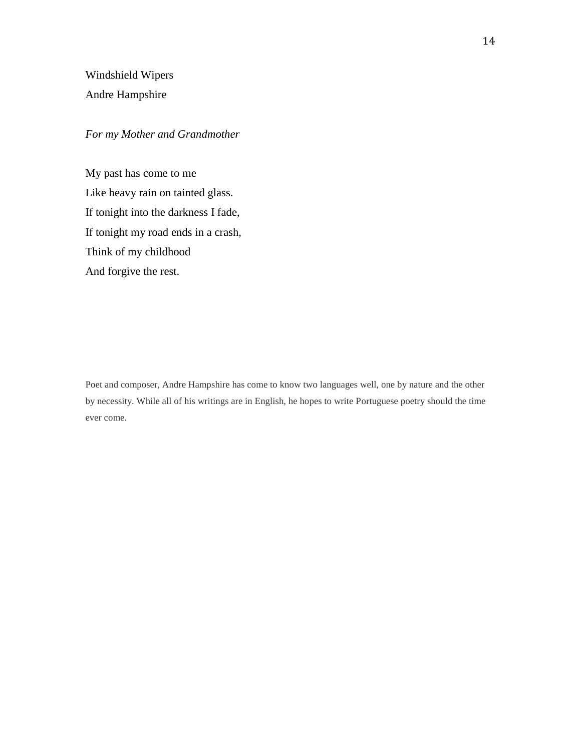## Windshield Wipers

Andre Hampshire

*For my Mother and Grandmother*

My past has come to me  
Like heavy rain on tainted glass.  
If tonight into the darkness I fade,  
If tonight my road ends in a crash,  
Think of my childhood  
And forgive the rest.

Poet and composer, Andre Hampshire has come to know two languages well, one by nature and the other by necessity. While all of his writings are in English, he hopes to write Portuguese poetry should the time ever come.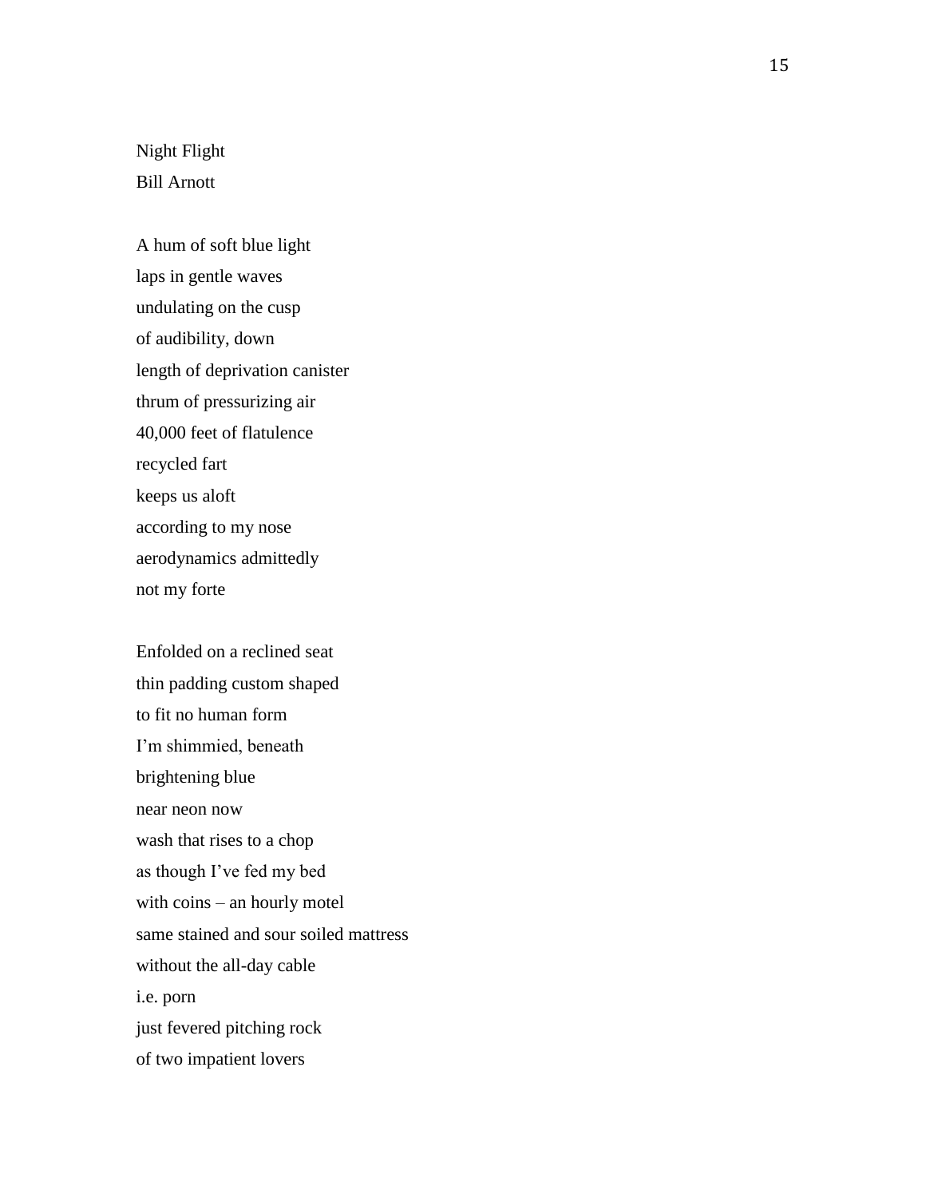# Night Flight

Bill Arnott

A hum of soft blue light
laps in gentle waves
undulating on the cusp
of audibility, down
length of deprivation canister
thrum of pressurizing air
40,000 feet of flatulence
recycled fart
keeps us aloft
according to my nose
aerodynamics admittedly
not my forte

Enfolded on a reclined seat
thin padding custom shaped
to fit no human form
I'm shimmied, beneath
brightening blue
near neon now
wash that rises to a chop
as though I've fed my bed
with coins – an hourly motel
same stained and sour soiled mattress
without the all-day cable
i.e. porn
just fevered pitching rock
of two impatient lovers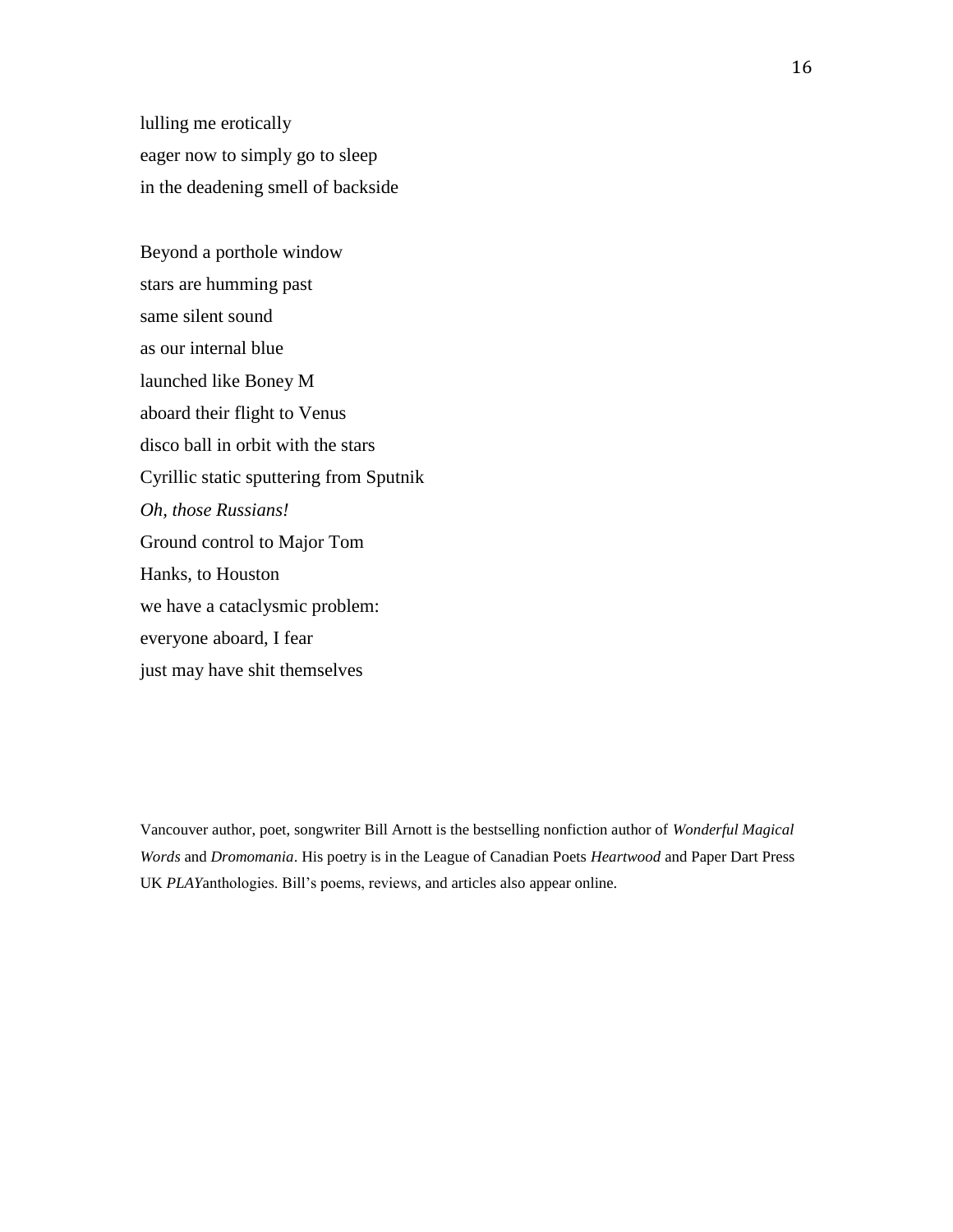lulling me erotically
eager now to simply go to sleep
in the deadening smell of backside

Beyond a porthole window
stars are humming past
same silent sound
as our internal blue
launched like Boney M
aboard their flight to Venus
disco ball in orbit with the stars
Cyrillic static sputtering from Sputnik
*Oh, those Russians!*
Ground control to Major Tom
Hanks, to Houston
we have a cataclysmic problem:
everyone aboard, I fear
just may have shit themselves

Vancouver author, poet, songwriter Bill Arnott is the bestselling nonfiction author of *Wonderful Magical Words* and *Dromomania*. His poetry is in the League of Canadian Poets *Heartwood* and Paper Dart Press UK *PLAY*anthologies. Bill's poems, reviews, and articles also appear online.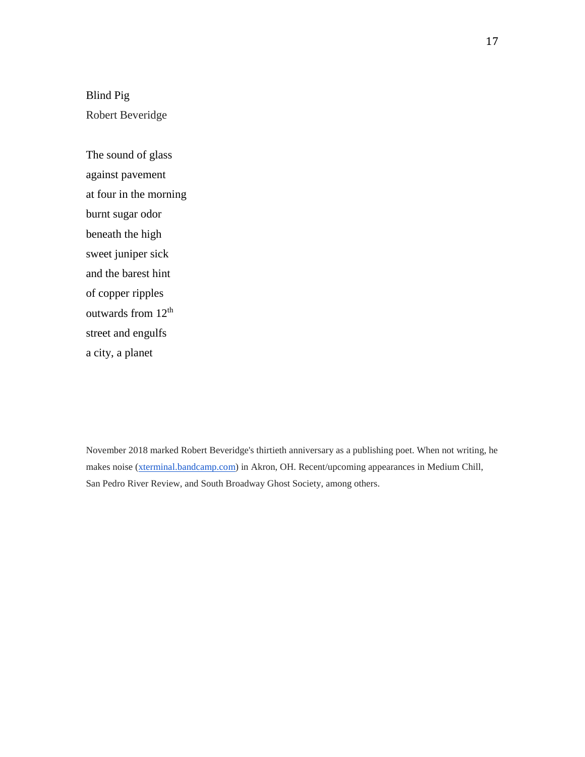## Blind Pig

Robert Beveridge

The sound of glass  
against pavement  
at four in the morning  
burnt sugar odor  
beneath the high  
sweet juniper sick  
and the barest hint  
of copper ripples  
outwards from 12th  
street and engulfs  
a city, a planet

November 2018 marked Robert Beveridge's thirtieth anniversary as a publishing poet. When not writing, he makes noise (xterminal.bandcamp.com) in Akron, OH. Recent/upcoming appearances in Medium Chill, San Pedro River Review, and South Broadway Ghost Society, among others.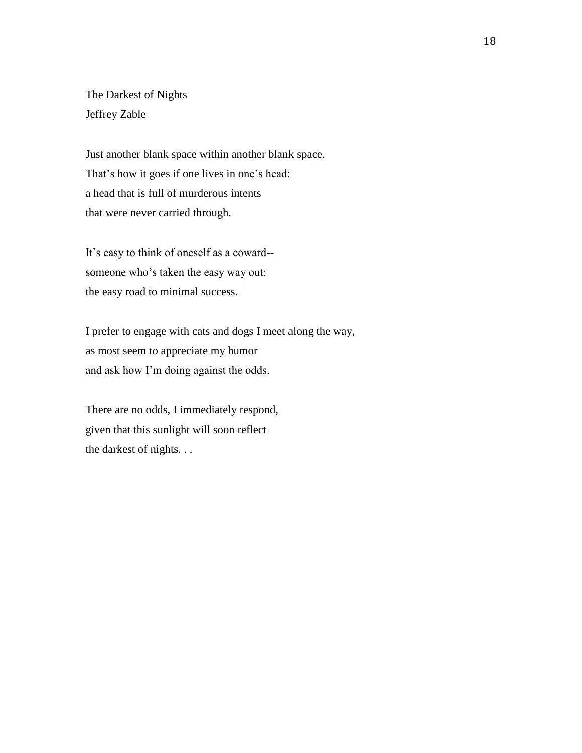## The Darkest of Nights

Jeffrey Zable

Just another blank space within another blank space.  
That's how it goes if one lives in one's head:  
a head that is full of murderous intents  
that were never carried through.

It's easy to think of oneself as a coward--  
someone who's taken the easy way out:  
the easy road to minimal success.

I prefer to engage with cats and dogs I meet along the way,  
as most seem to appreciate my humor  
and ask how I'm doing against the odds.

There are no odds, I immediately respond,  
given that this sunlight will soon reflect  
the darkest of nights. . .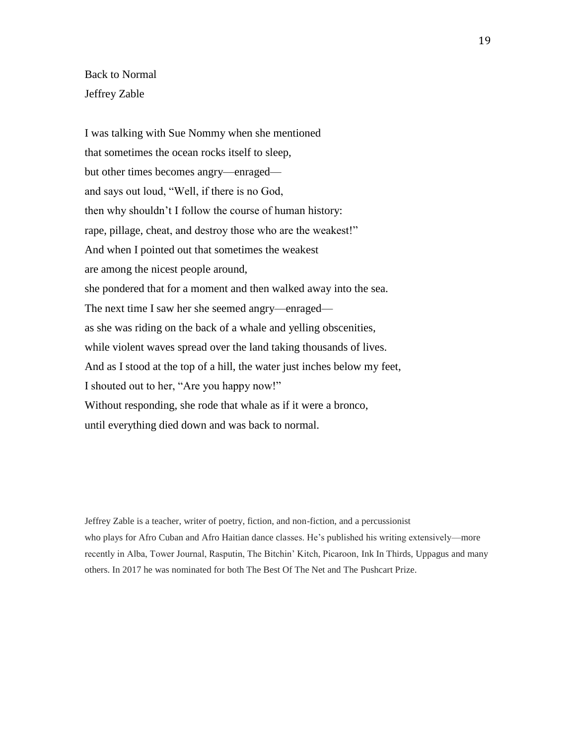## Back to Normal

Jeffrey Zable

I was talking with Sue Nommy when she mentioned  
that sometimes the ocean rocks itself to sleep,  
but other times becomes angry—enraged—  
and says out loud, “Well, if there is no God,  
then why shouldn’t I follow the course of human history:  
rape, pillage, cheat, and destroy those who are the weakest!”  
And when I pointed out that sometimes the weakest  
are among the nicest people around,  
she pondered that for a moment and then walked away into the sea.  
The next time I saw her she seemed angry—enraged—  
as she was riding on the back of a whale and yelling obscenities,  
while violent waves spread over the land taking thousands of lives.  
And as I stood at the top of a hill, the water just inches below my feet,  
I shouted out to her, “Are you happy now!”  
Without responding, she rode that whale as if it were a bronco,  
until everything died down and was back to normal.

Jeffrey Zable is a teacher, writer of poetry, fiction, and non-fiction, and a percussionist who plays for Afro Cuban and Afro Haitian dance classes. He’s published his writing extensively—more recently in Alba, Tower Journal, Rasputin, The Bitchin’ Kitch, Picaroon, Ink In Thirds, Uppagus and many others. In 2017 he was nominated for both The Best Of The Net and The Pushcart Prize.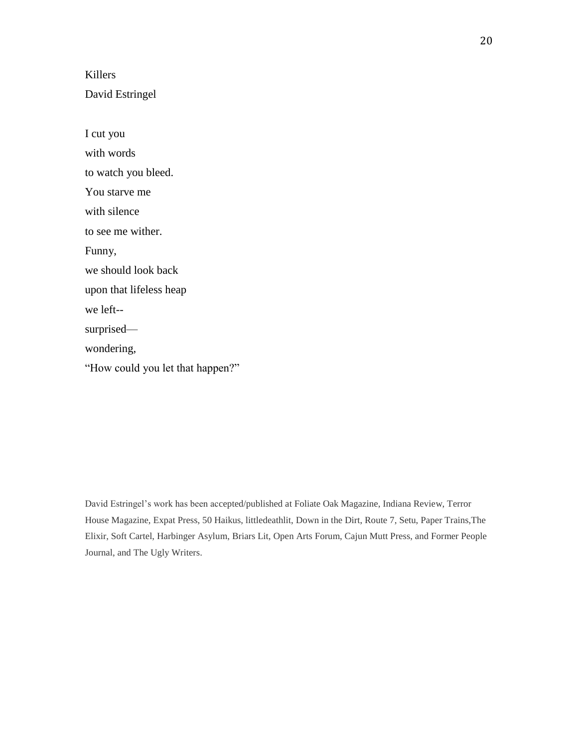# Killers

David Estringel

I cut you  
with words  
to watch you bleed.  
You starve me  
with silence  
to see me wither.  
Funny,  
we should look back  
upon that lifeless heap  
we left--  
surprised—  
wondering,  
"How could you let that happen?"

David Estringel's work has been accepted/published at Foliate Oak Magazine, Indiana Review, Terror House Magazine, Expat Press, 50 Haikus, littledeathlit, Down in the Dirt, Route 7, Setu, Paper Trains,The Elixir, Soft Cartel, Harbinger Asylum, Briars Lit, Open Arts Forum, Cajun Mutt Press, and Former People Journal, and The Ugly Writers.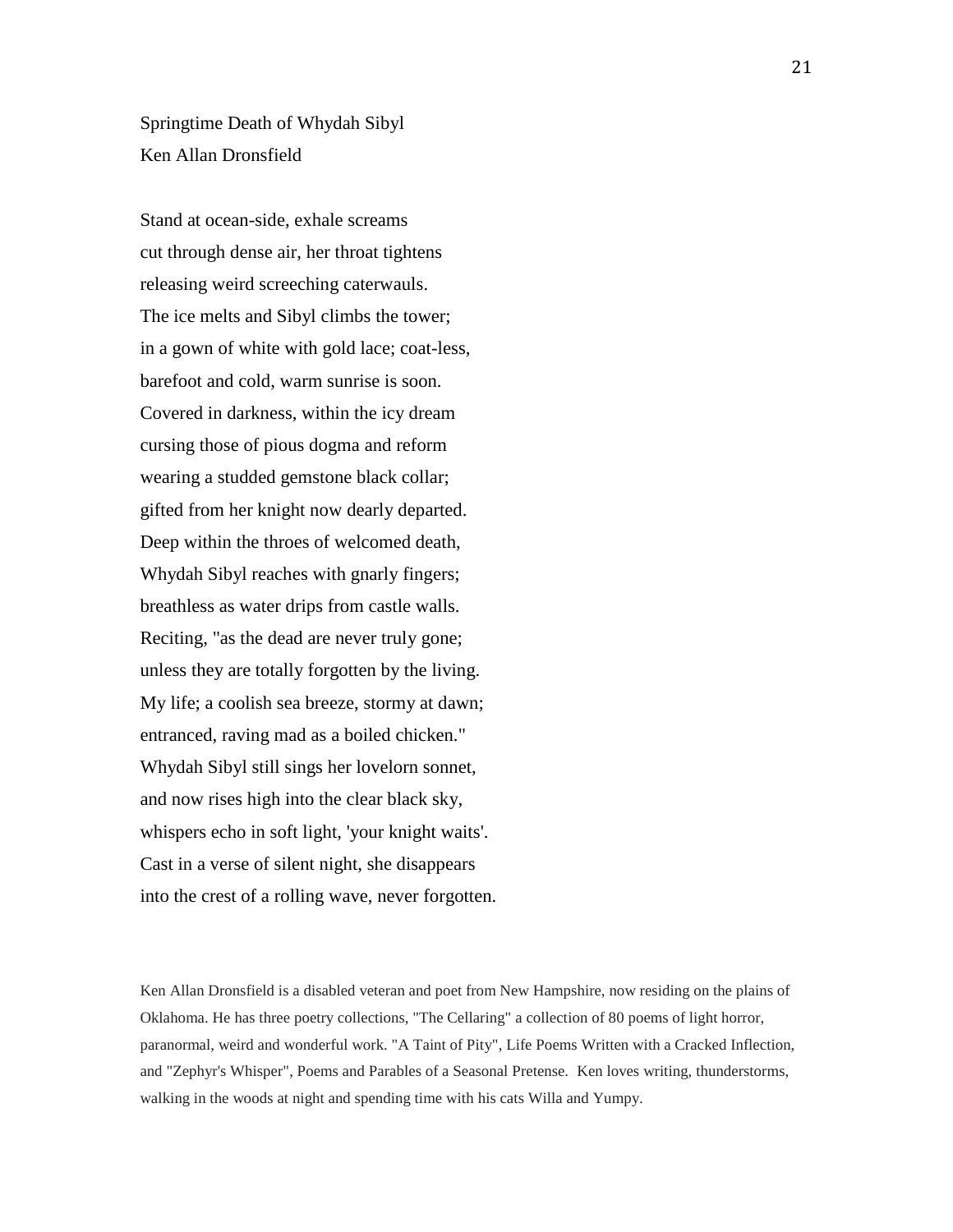## Springtime Death of Whydah Sibyl

Ken Allan Dronsfield

Stand at ocean-side, exhale screams  
cut through dense air, her throat tightens  
releasing weird screeching caterwauls.  
The ice melts and Sibyl climbs the tower;  
in a gown of white with gold lace; coat-less,  
barefoot and cold, warm sunrise is soon.  
Covered in darkness, within the icy dream  
cursing those of pious dogma and reform  
wearing a studded gemstone black collar;  
gifted from her knight now dearly departed.  
Deep within the throes of welcomed death,  
Whydah Sibyl reaches with gnarly fingers;  
breathless as water drips from castle walls.  
Reciting, "as the dead are never truly gone;  
unless they are totally forgotten by the living.  
My life; a coolish sea breeze, stormy at dawn;  
entranced, raving mad as a boiled chicken."  
Whydah Sibyl still sings her lovelorn sonnet,  
and now rises high into the clear black sky,  
whispers echo in soft light, 'your knight waits'.  
Cast in a verse of silent night, she disappears  
into the crest of a rolling wave, never forgotten.

Ken Allan Dronsfield is a disabled veteran and poet from New Hampshire, now residing on the plains of Oklahoma. He has three poetry collections, "The Cellaring" a collection of 80 poems of light horror, paranormal, weird and wonderful work. "A Taint of Pity", Life Poems Written with a Cracked Inflection, and "Zephyr's Whisper", Poems and Parables of a Seasonal Pretense. Ken loves writing, thunderstorms, walking in the woods at night and spending time with his cats Willa and Yumpy.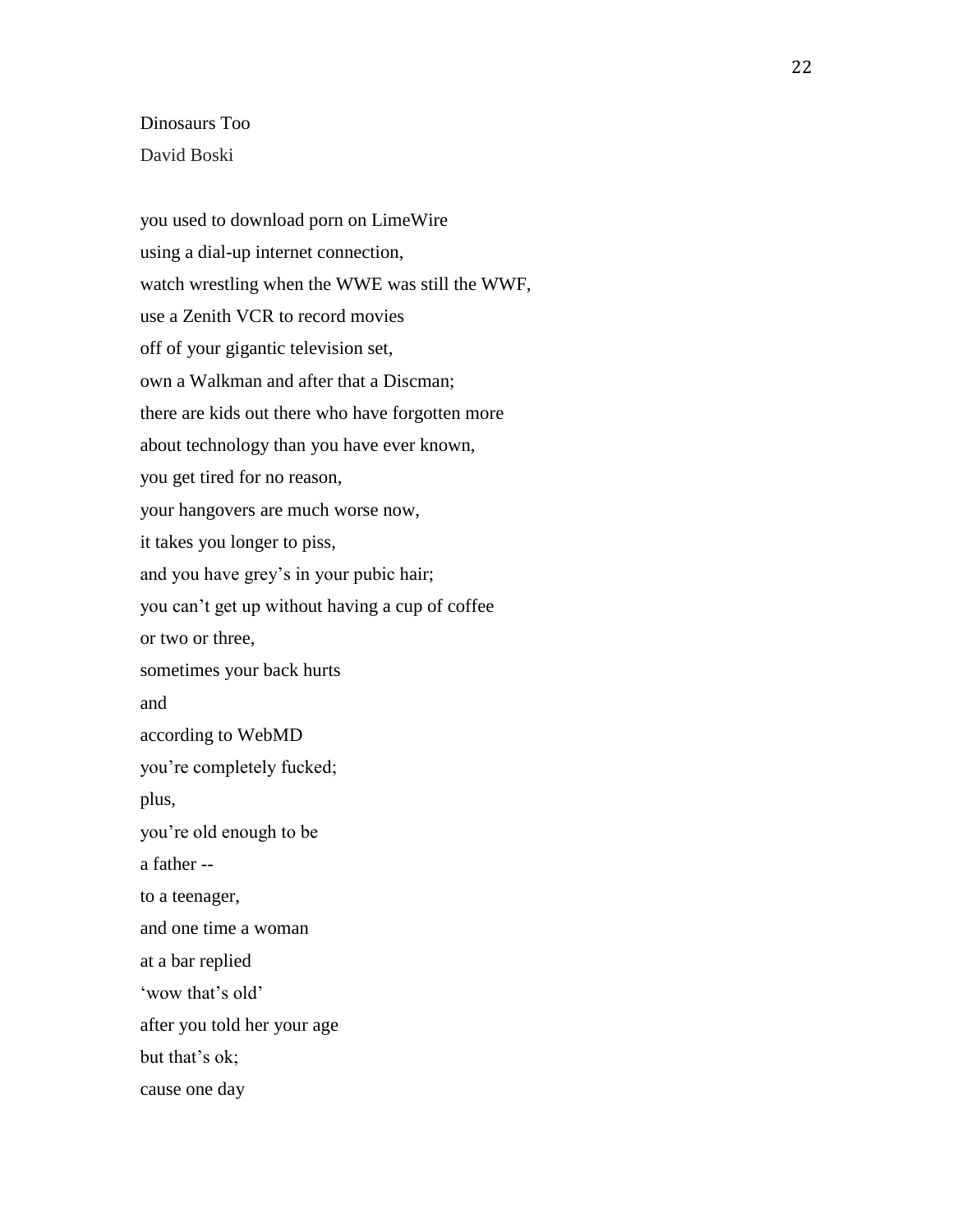Dinosaurs Too

David Boski

you used to download porn on LimeWire
using a dial-up internet connection,
watch wrestling when the WWE was still the WWF,
use a Zenith VCR to record movies
off of your gigantic television set,
own a Walkman and after that a Discman;
there are kids out there who have forgotten more
about technology than you have ever known,
you get tired for no reason,
your hangovers are much worse now,
it takes you longer to piss,
and you have grey's in your pubic hair;
you can't get up without having a cup of coffee
or two or three,
sometimes your back hurts
and
according to WebMD
you're completely fucked;
plus,
you're old enough to be
a father --
to a teenager,
and one time a woman
at a bar replied
'wow that's old'
after you told her your age
but that's ok;
cause one day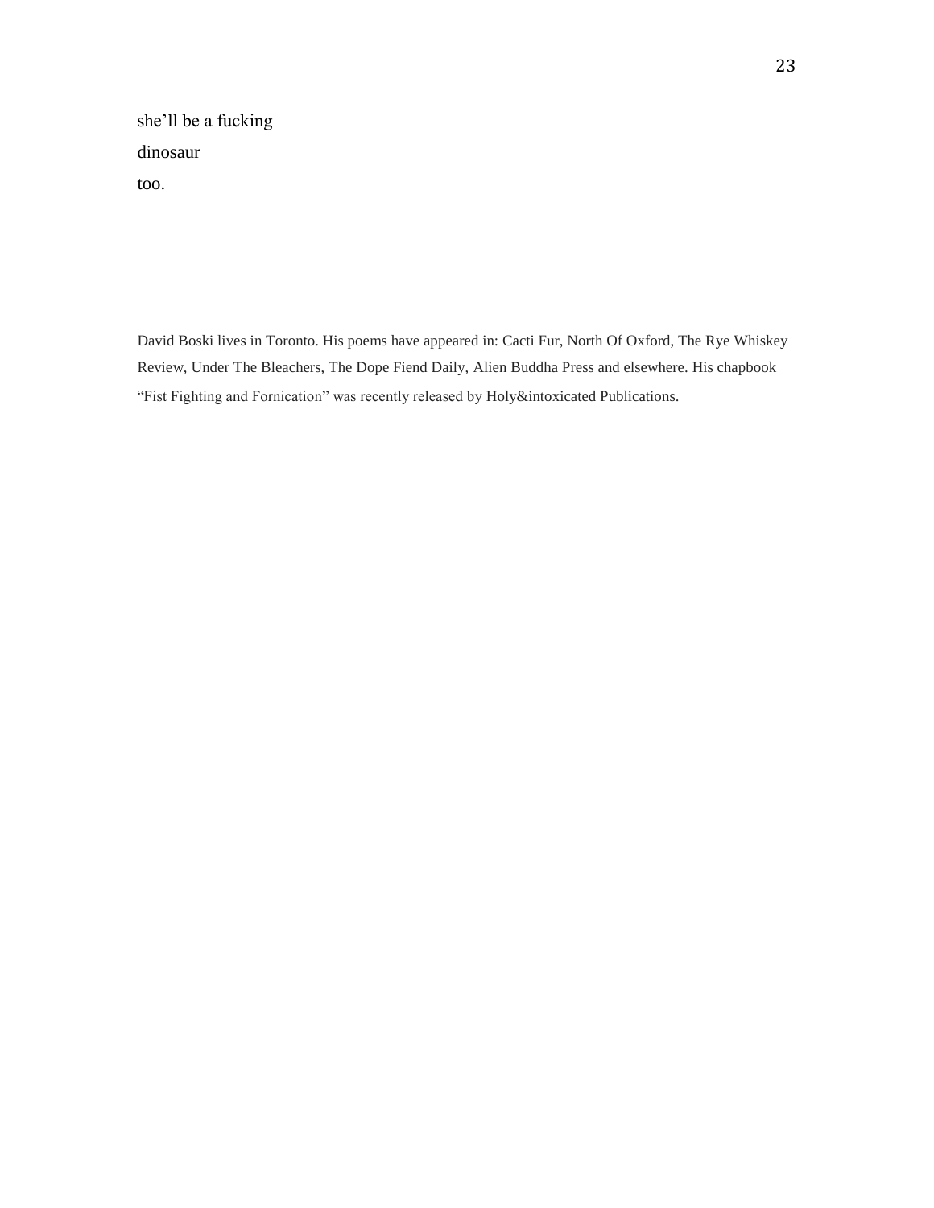she'll be a fucking

dinosaur

too.

David Boski lives in Toronto. His poems have appeared in: Cacti Fur, North Of Oxford, The Rye Whiskey Review, Under The Bleachers, The Dope Fiend Daily, Alien Buddha Press and elsewhere. His chapbook "Fist Fighting and Fornication" was recently released by Holy&intoxicated Publications.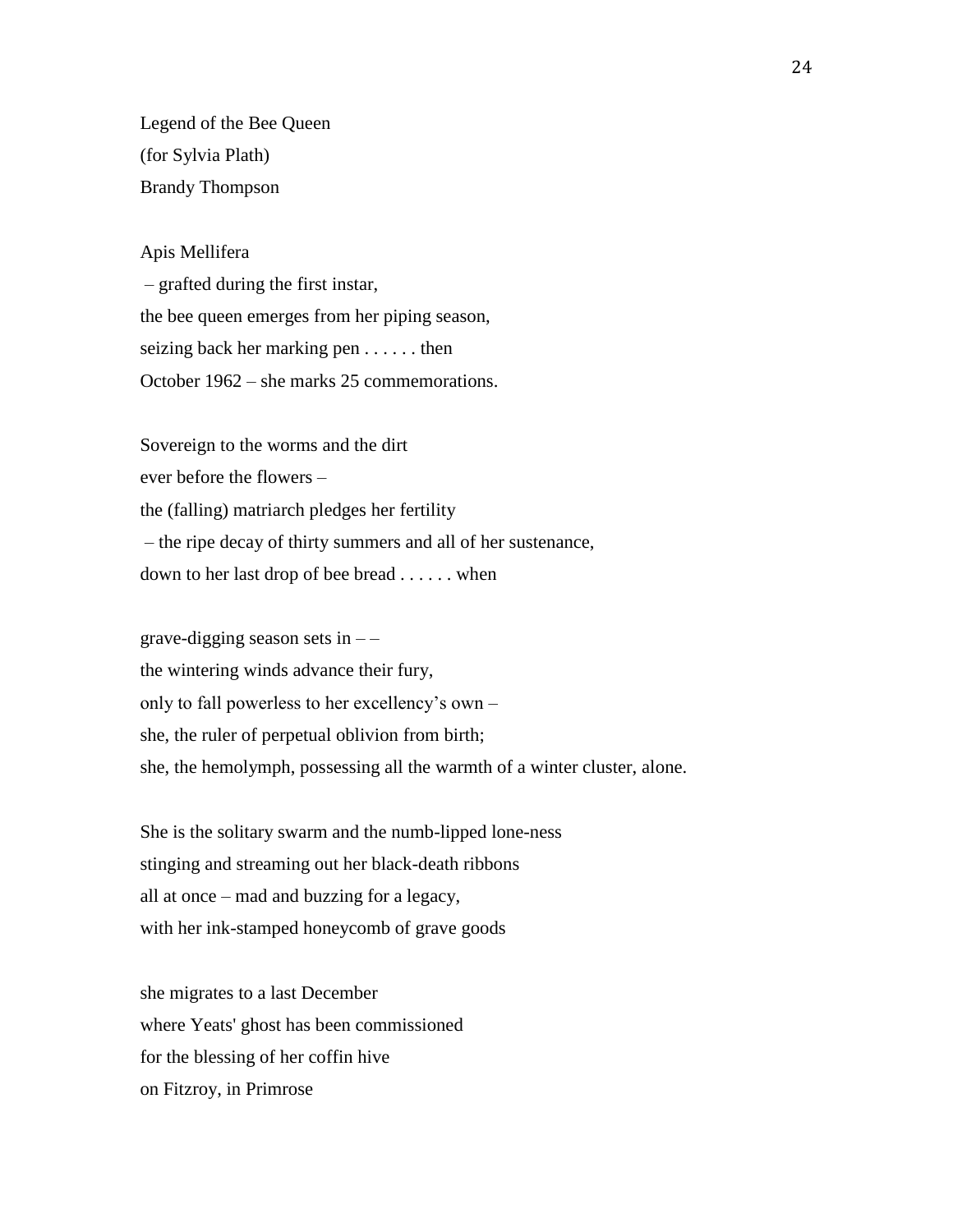Legend of the Bee Queen  
(for Sylvia Plath)  
Brandy Thompson

Apis Mellifera  
– grafted during the first instar,  
the bee queen emerges from her piping season,  
seizing back her marking pen . . . . . . then  
October 1962 – she marks 25 commemorations.

Sovereign to the worms and the dirt  
ever before the flowers –  
the (falling) matriarch pledges her fertility  
– the ripe decay of thirty summers and all of her sustenance,  
down to her last drop of bee bread . . . . . . when

grave-digging season sets in – –  
the wintering winds advance their fury,  
only to fall powerless to her excellency's own –  
she, the ruler of perpetual oblivion from birth;  
she, the hemolymph, possessing all the warmth of a winter cluster, alone.

She is the solitary swarm and the numb-lipped lone-ness  
stinging and streaming out her black-death ribbons  
all at once – mad and buzzing for a legacy,  
with her ink-stamped honeycomb of grave goods

she migrates to a last December  
where Yeats' ghost has been commissioned  
for the blessing of her coffin hive  
on Fitzroy, in Primrose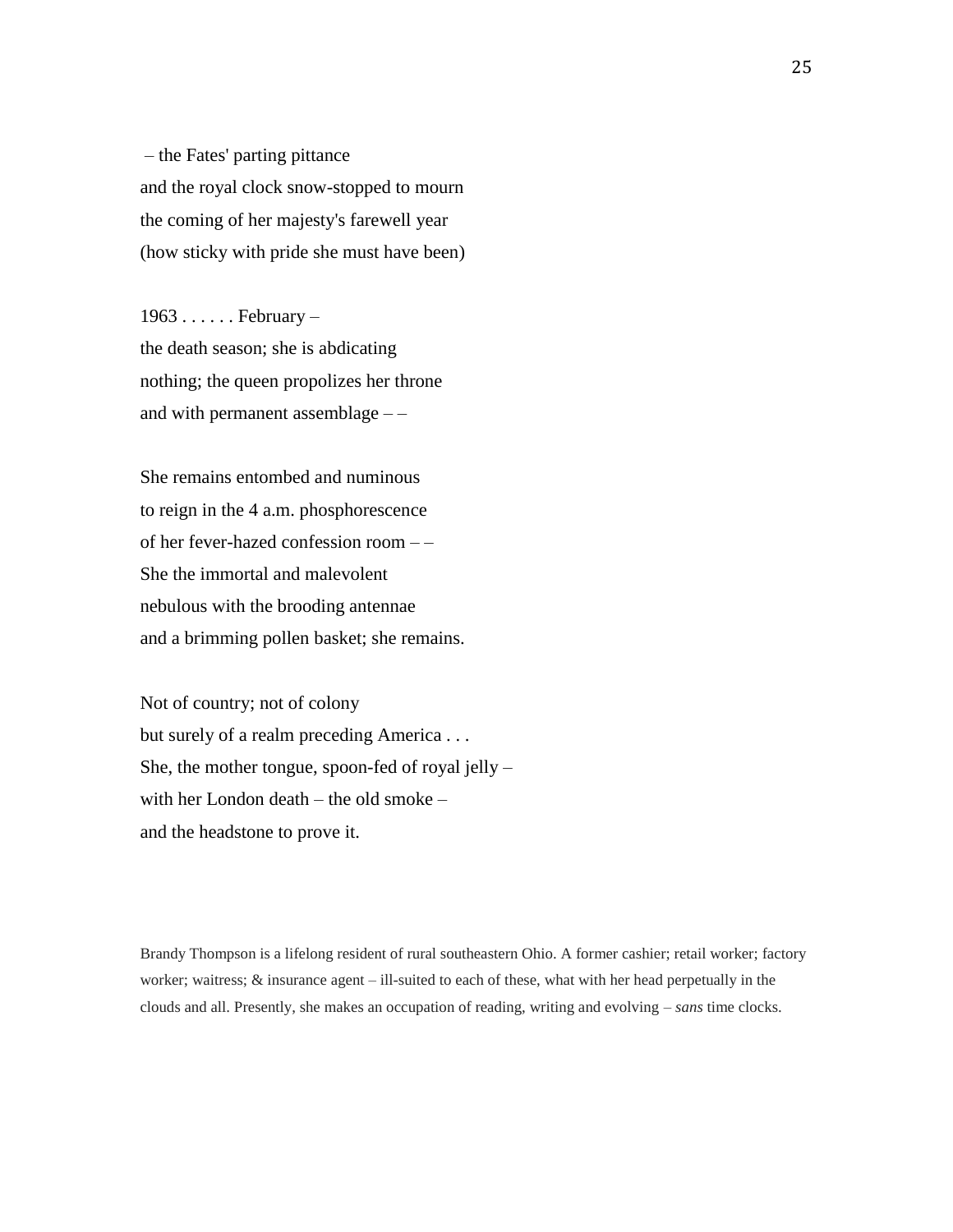– the Fates' parting pittance  
and the royal clock snow-stopped to mourn  
the coming of her majesty's farewell year  
(how sticky with pride she must have been)

1963 . . . . . . February –  
the death season; she is abdicating  
nothing; the queen propolizes her throne  
and with permanent assemblage – –

She remains entombed and numinous  
to reign in the 4 a.m. phosphorescence  
of her fever-hazed confession room – –  
She the immortal and malevolent  
nebulous with the brooding antennae  
and a brimming pollen basket; she remains.

Not of country; not of colony  
but surely of a realm preceding America . . .  
She, the mother tongue, spoon-fed of royal jelly –  
with her London death – the old smoke –  
and the headstone to prove it.

Brandy Thompson is a lifelong resident of rural southeastern Ohio. A former cashier; retail worker; factory worker; waitress; & insurance agent – ill-suited to each of these, what with her head perpetually in the clouds and all. Presently, she makes an occupation of reading, writing and evolving – *sans* time clocks.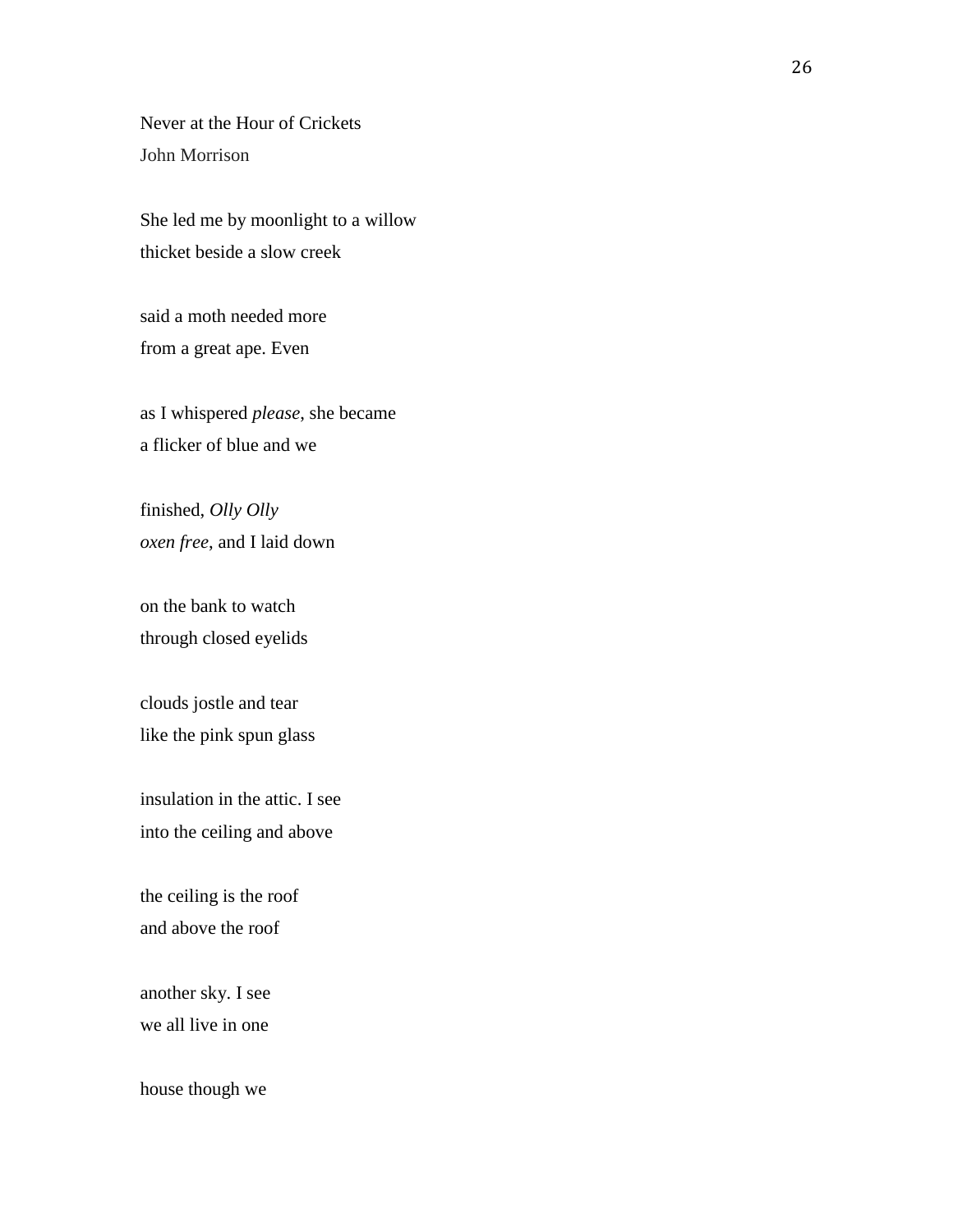Never at the Hour of Crickets

John Morrison

She led me by moonlight to a willow  
thicket beside a slow creek

said a moth needed more  
from a great ape. Even

as I whispered *please*, she became  
a flicker of blue and we

finished, *Olly Olly*  
*oxen free*, and I laid down

on the bank to watch  
through closed eyelids

clouds jostle and tear  
like the pink spun glass

insulation in the attic. I see  
into the ceiling and above

the ceiling is the roof  
and above the roof

another sky. I see  
we all live in one

house though we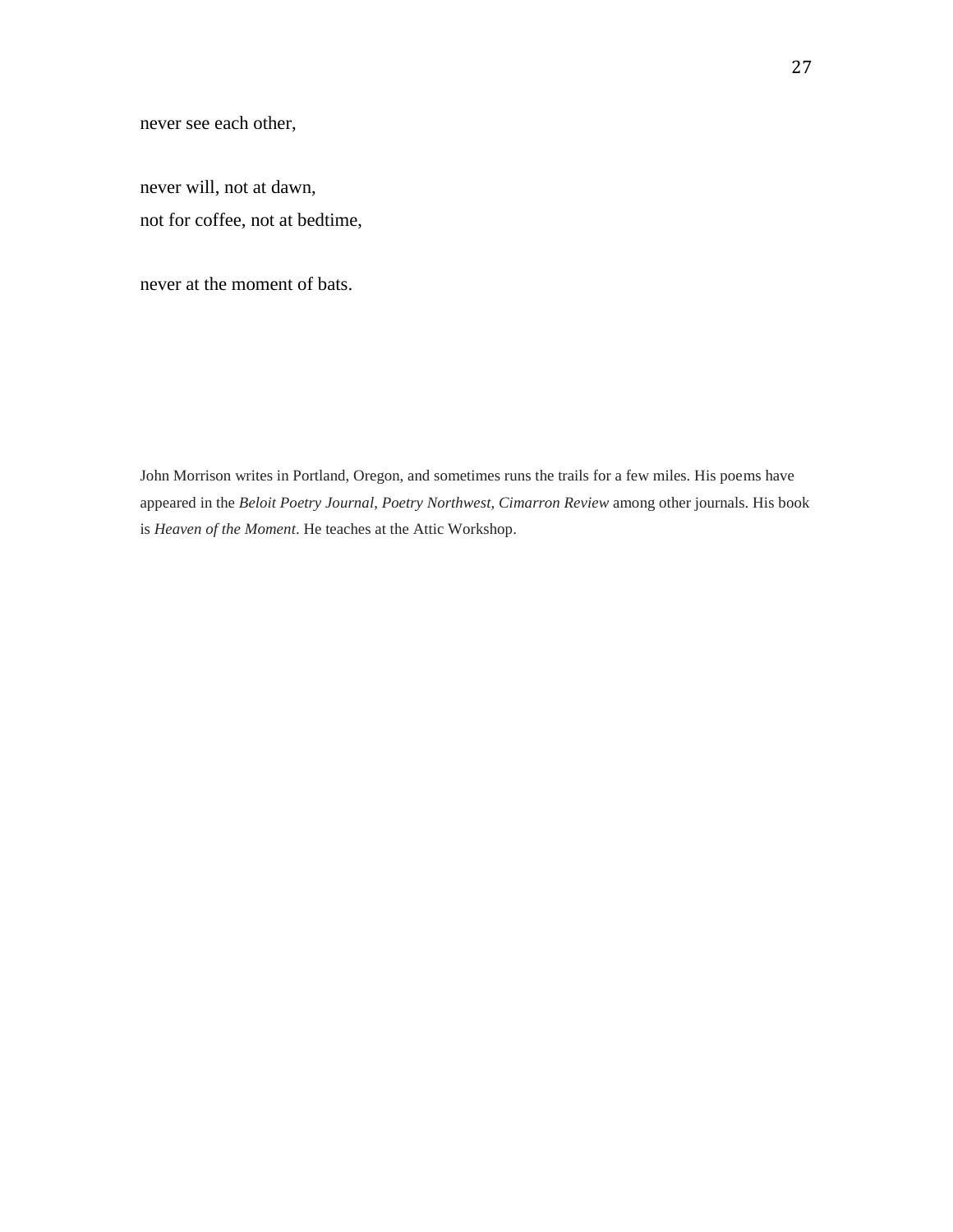never see each other,

never will, not at dawn,  
not for coffee, not at bedtime,

never at the moment of bats.

John Morrison writes in Portland, Oregon, and sometimes runs the trails for a few miles. His poems have appeared in the *Beloit Poetry Journal*, *Poetry Northwest*, *Cimarron Review* among other journals. His book is *Heaven of the Moment*. He teaches at the Attic Workshop.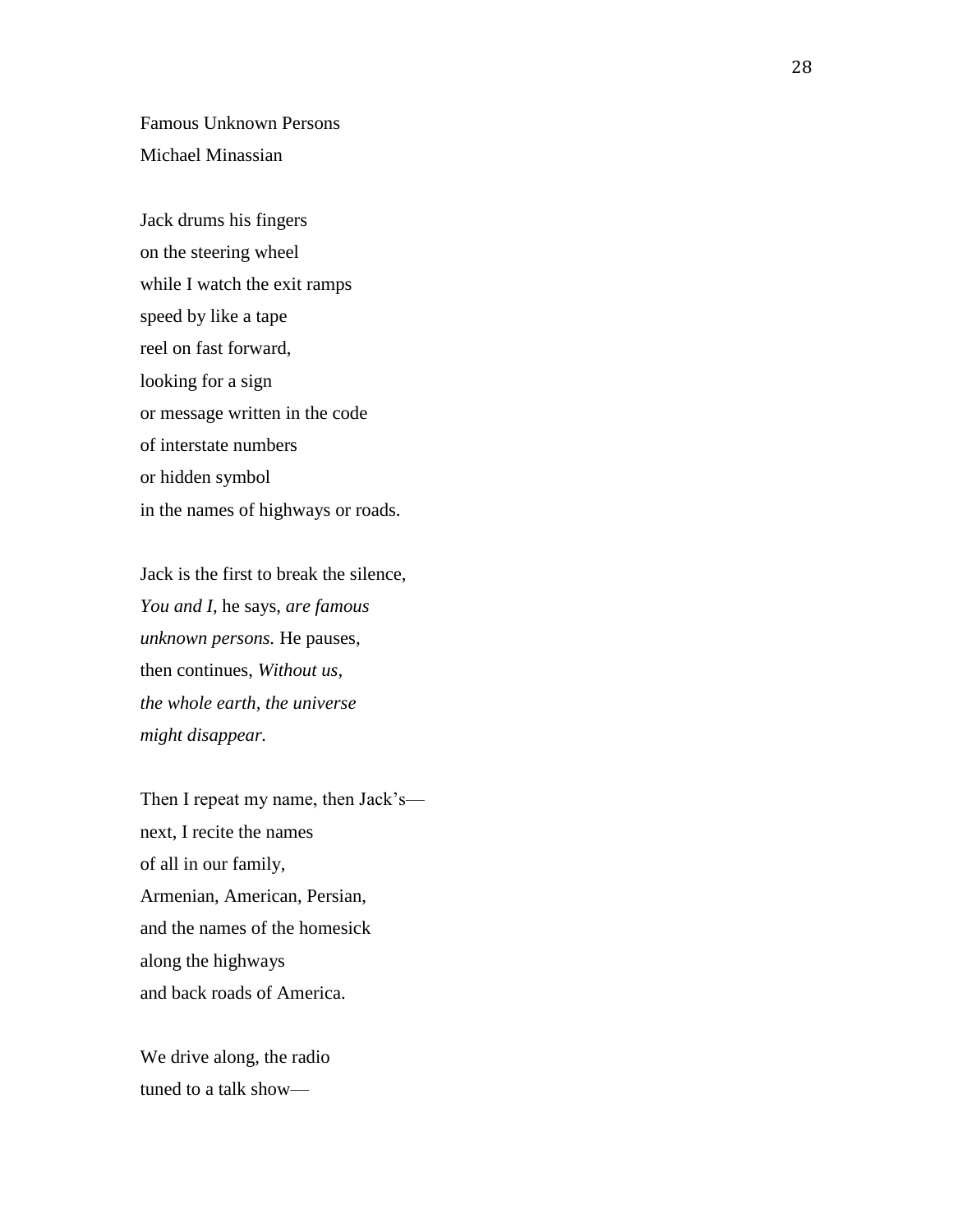Famous Unknown Persons  
Michael Minassian

Jack drums his fingers  
on the steering wheel  
while I watch the exit ramps  
speed by like a tape  
reel on fast forward,  
looking for a sign  
or message written in the code  
of interstate numbers  
or hidden symbol  
in the names of highways or roads.

Jack is the first to break the silence,  
*You and I,* he says, *are famous*  
*unknown persons.* He pauses,  
then continues, *Without us,*  
*the whole earth, the universe*  
*might disappear.*

Then I repeat my name, then Jack's—  
next, I recite the names  
of all in our family,  
Armenian, American, Persian,  
and the names of the homesick  
along the highways  
and back roads of America.

We drive along, the radio  
tuned to a talk show—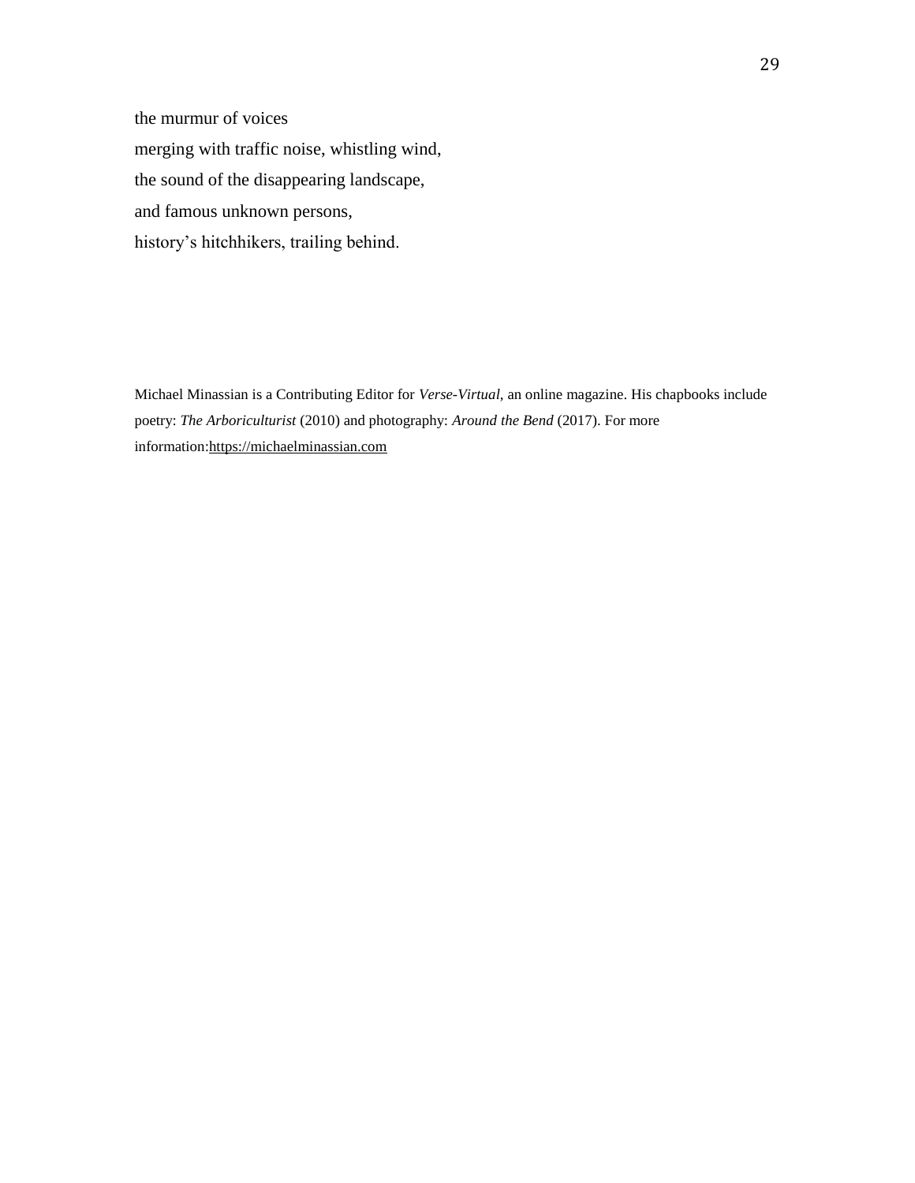the murmur of voices  
merging with traffic noise, whistling wind,  
the sound of the disappearing landscape,  
and famous unknown persons,  
history's hitchhikers, trailing behind.

Michael Minassian is a Contributing Editor for *Verse-Virtual*, an online magazine. His chapbooks include poetry: *The Arboriculturist* (2010) and photography: *Around the Bend* (2017). For more information:https://michaelminassian.com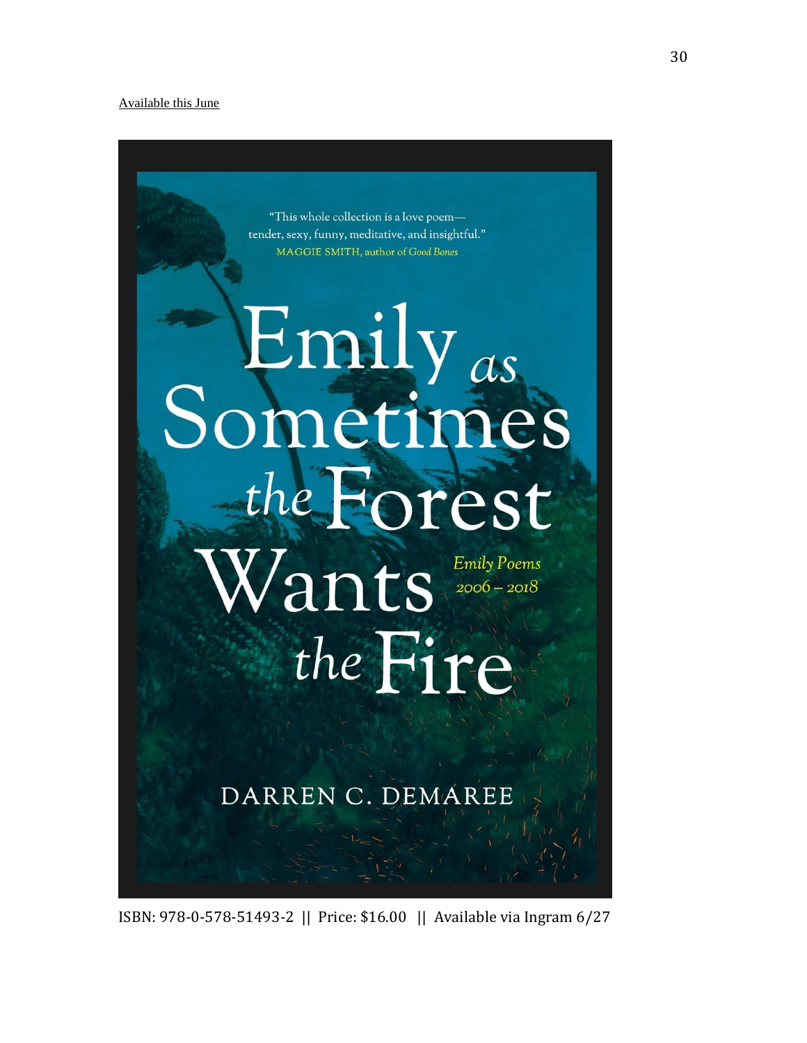Available this June

"This whole collection is a love poem—
tender, sexy, funny, meditative, and insightful."
MAGGIE SMITH, author of *Good Bones*

# Emily *as* Sometimes *the* Forest Wants *the* Fire

*Emily Poems*
*2006 – 2018*

DARREN C. DEMAREE

ISBN: 978-0-578-51493-2 || Price: $16.00 || Available via Ingram 6/27